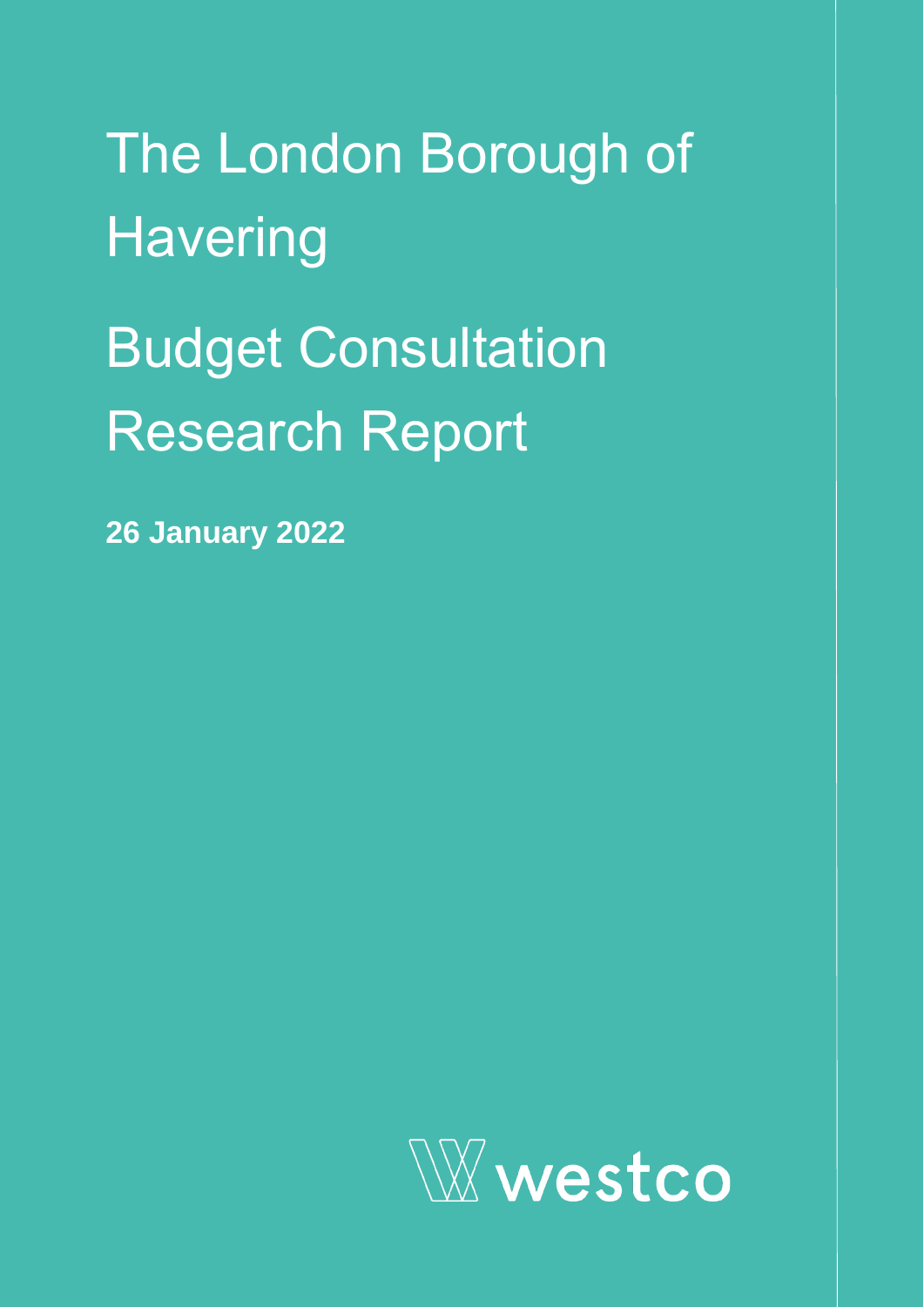# The London Borough of Havering

# Budget Consultation Research Report

**26 January 2022**

westco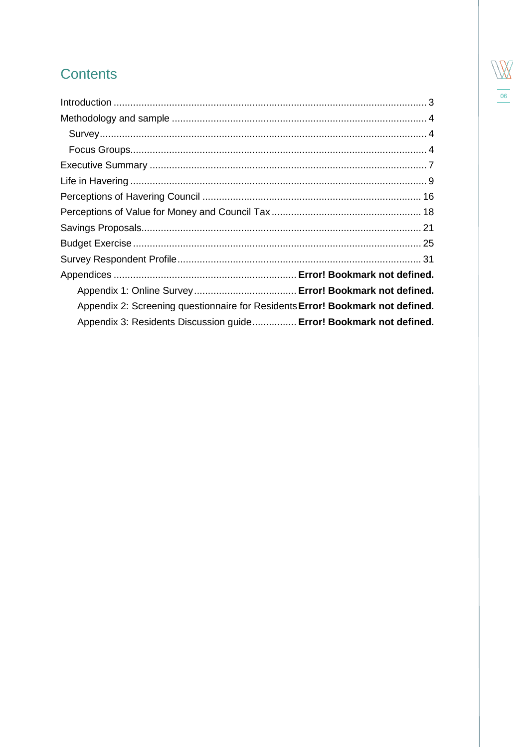# Contents

Introduction ................................................................................................................ 3

Methodology and sample ........................................................................................... 4

  Survey...................................................................................................................... 4

  Focus Groups........................................................................................................... 4

Executive Summary .................................................................................................... 7

Life in Havering .......................................................................................................... 9

Perceptions of Havering Council ............................................................................... 16

Perceptions of Value for Money and Council Tax ...................................................... 18

Savings Proposals...................................................................................................... 21

Budget Exercise ........................................................................................................ 25

Survey Respondent Profile......................................................................................... 31

Appendices .................................................................. **Error! Bookmark not defined.**

  Appendix 1: Online Survey..................................... **Error! Bookmark not defined.**

  Appendix 2: Screening questionnaire for Residents **Error! Bookmark not defined.**

  Appendix 3: Residents Discussion guide................ **Error! Bookmark not defined.**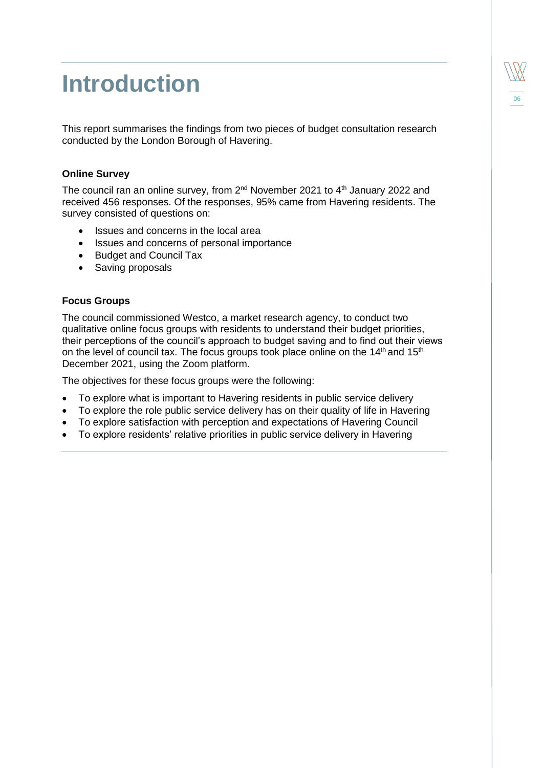# Introduction

This report summarises the findings from two pieces of budget consultation research conducted by the London Borough of Havering.

### Online Survey

The council ran an online survey, from 2nd November 2021 to 4th January 2022 and received 456 responses. Of the responses, 95% came from Havering residents. The survey consisted of questions on:

- Issues and concerns in the local area
- Issues and concerns of personal importance
- Budget and Council Tax
- Saving proposals

### Focus Groups

The council commissioned Westco, a market research agency, to conduct two qualitative online focus groups with residents to understand their budget priorities, their perceptions of the council's approach to budget saving and to find out their views on the level of council tax. The focus groups took place online on the 14th and 15th December 2021, using the Zoom platform.

The objectives for these focus groups were the following:

- To explore what is important to Havering residents in public service delivery
- To explore the role public service delivery has on their quality of life in Havering
- To explore satisfaction with perception and expectations of Havering Council
- To explore residents' relative priorities in public service delivery in Havering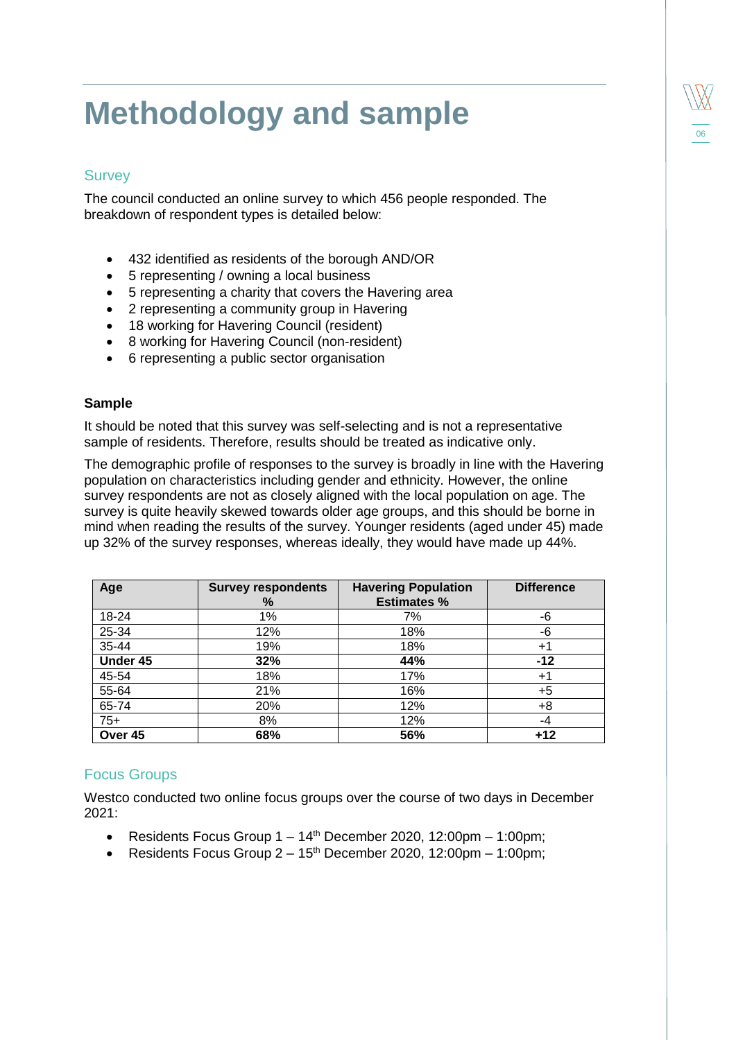# Methodology and sample

## Survey

The council conducted an online survey to which 456 people responded. The breakdown of respondent types is detailed below:

- 432 identified as residents of the borough AND/OR
- 5 representing / owning a local business
- 5 representing a charity that covers the Havering area
- 2 representing a community group in Havering
- 18 working for Havering Council (resident)
- 8 working for Havering Council (non-resident)
- 6 representing a public sector organisation

### Sample

It should be noted that this survey was self-selecting and is not a representative sample of residents. Therefore, results should be treated as indicative only.

The demographic profile of responses to the survey is broadly in line with the Havering population on characteristics including gender and ethnicity. However, the online survey respondents are not as closely aligned with the local population on age. The survey is quite heavily skewed towards older age groups, and this should be borne in mind when reading the results of the survey. Younger residents (aged under 45) made up 32% of the survey responses, whereas ideally, they would have made up 44%.

| Age | Survey respondents % | Havering Population Estimates % | Difference |
|---|---|---|---|
| 18-24 | 1% | 7% | -6 |
| 25-34 | 12% | 18% | -6 |
| 35-44 | 19% | 18% | +1 |
| **Under 45** | **32%** | **44%** | **-12** |
| 45-54 | 18% | 17% | +1 |
| 55-64 | 21% | 16% | +5 |
| 65-74 | 20% | 12% | +8 |
| 75+ | 8% | 12% | -4 |
| **Over 45** | **68%** | **56%** | **+12** |

## Focus Groups

Westco conducted two online focus groups over the course of two days in December 2021:

- Residents Focus Group 1 – 14th December 2020, 12:00pm – 1:00pm;
- Residents Focus Group 2 – 15th December 2020, 12:00pm – 1:00pm;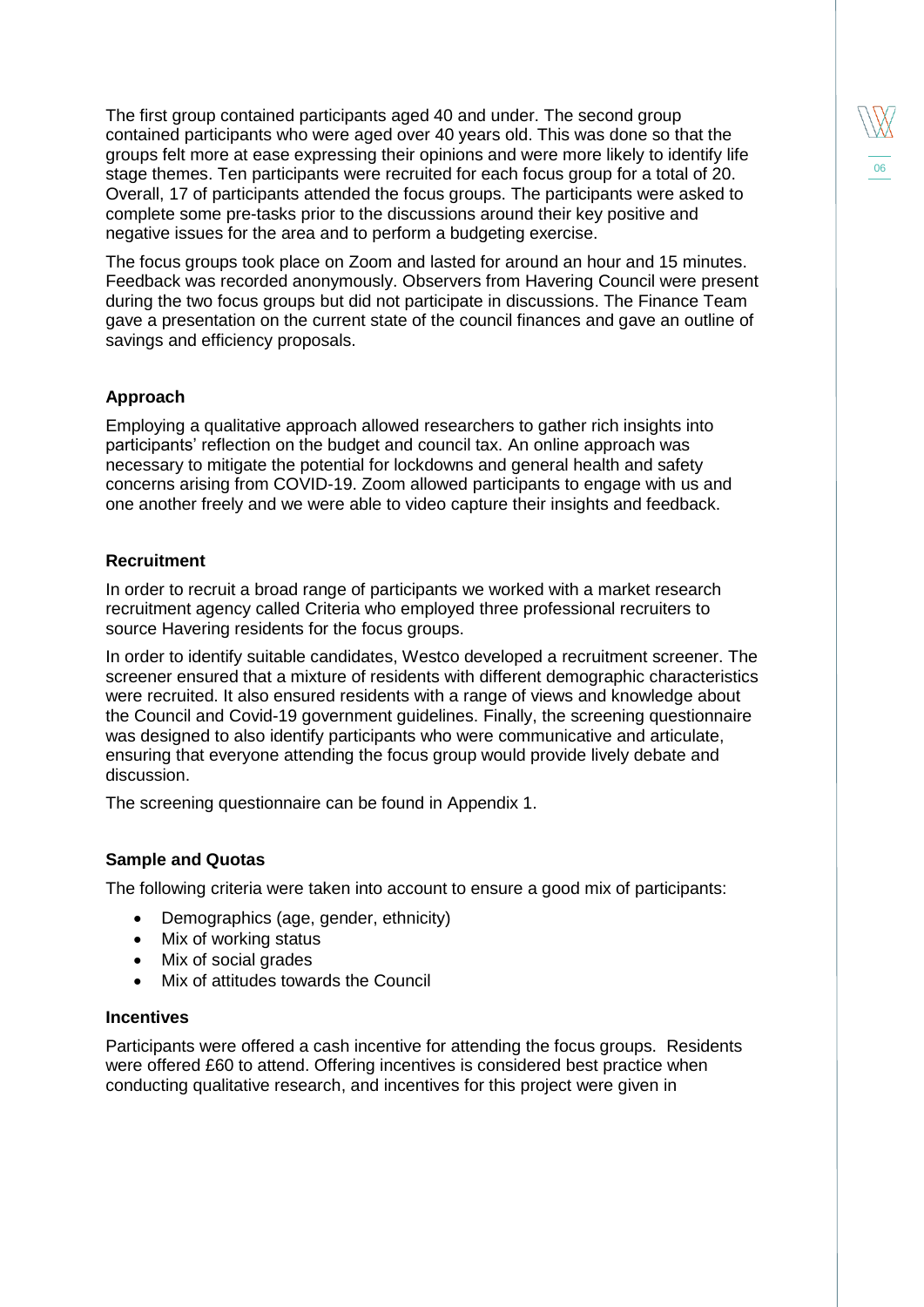The first group contained participants aged 40 and under. The second group contained participants who were aged over 40 years old. This was done so that the groups felt more at ease expressing their opinions and were more likely to identify life stage themes. Ten participants were recruited for each focus group for a total of 20. Overall, 17 of participants attended the focus groups. The participants were asked to complete some pre-tasks prior to the discussions around their key positive and negative issues for the area and to perform a budgeting exercise.

The focus groups took place on Zoom and lasted for around an hour and 15 minutes. Feedback was recorded anonymously. Observers from Havering Council were present during the two focus groups but did not participate in discussions. The Finance Team gave a presentation on the current state of the council finances and gave an outline of savings and efficiency proposals.

### Approach

Employing a qualitative approach allowed researchers to gather rich insights into participants' reflection on the budget and council tax. An online approach was necessary to mitigate the potential for lockdowns and general health and safety concerns arising from COVID-19. Zoom allowed participants to engage with us and one another freely and we were able to video capture their insights and feedback.

### Recruitment

In order to recruit a broad range of participants we worked with a market research recruitment agency called Criteria who employed three professional recruiters to source Havering residents for the focus groups.

In order to identify suitable candidates, Westco developed a recruitment screener. The screener ensured that a mixture of residents with different demographic characteristics were recruited. It also ensured residents with a range of views and knowledge about the Council and Covid-19 government guidelines. Finally, the screening questionnaire was designed to also identify participants who were communicative and articulate, ensuring that everyone attending the focus group would provide lively debate and discussion.

The screening questionnaire can be found in Appendix 1.

### Sample and Quotas

The following criteria were taken into account to ensure a good mix of participants:

- Demographics (age, gender, ethnicity)
- Mix of working status
- Mix of social grades
- Mix of attitudes towards the Council

### Incentives

Participants were offered a cash incentive for attending the focus groups. Residents were offered £60 to attend. Offering incentives is considered best practice when conducting qualitative research, and incentives for this project were given in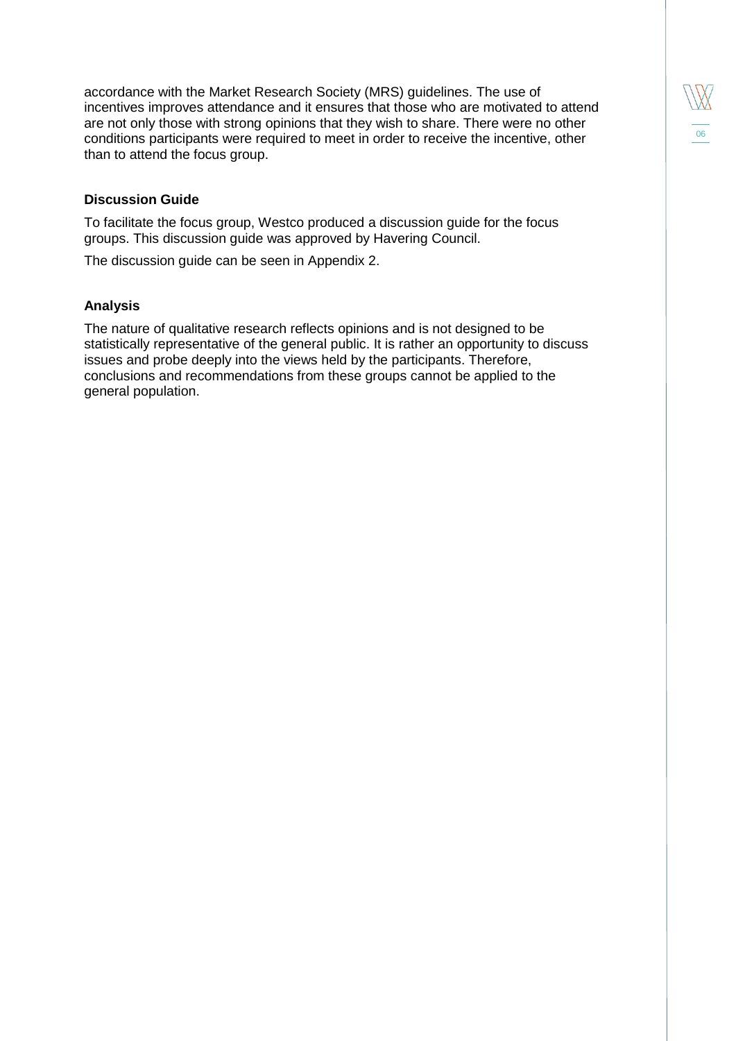accordance with the Market Research Society (MRS) guidelines. The use of incentives improves attendance and it ensures that those who are motivated to attend are not only those with strong opinions that they wish to share. There were no other conditions participants were required to meet in order to receive the incentive, other than to attend the focus group.

### Discussion Guide

To facilitate the focus group, Westco produced a discussion guide for the focus groups. This discussion guide was approved by Havering Council.

The discussion guide can be seen in Appendix 2.

### Analysis

The nature of qualitative research reflects opinions and is not designed to be statistically representative of the general public. It is rather an opportunity to discuss issues and probe deeply into the views held by the participants. Therefore, conclusions and recommendations from these groups cannot be applied to the general population.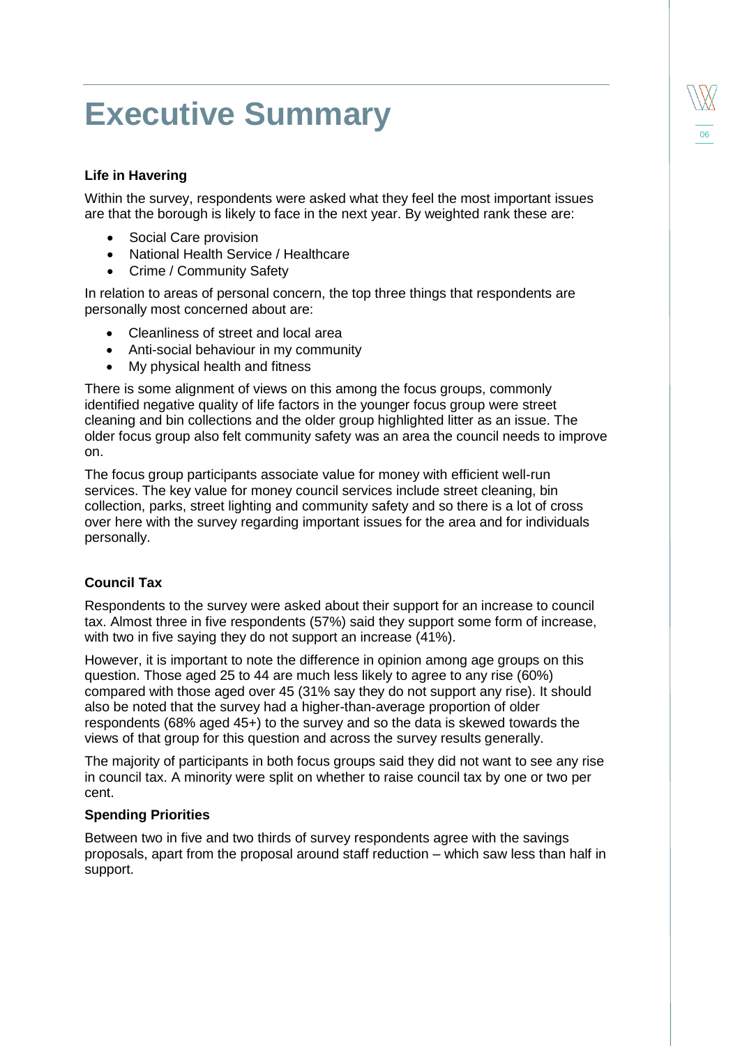# Executive Summary

### Life in Havering

Within the survey, respondents were asked what they feel the most important issues are that the borough is likely to face in the next year. By weighted rank these are:

- Social Care provision
- National Health Service / Healthcare
- Crime / Community Safety

In relation to areas of personal concern, the top three things that respondents are personally most concerned about are:

- Cleanliness of street and local area
- Anti-social behaviour in my community
- My physical health and fitness

There is some alignment of views on this among the focus groups, commonly identified negative quality of life factors in the younger focus group were street cleaning and bin collections and the older group highlighted litter as an issue. The older focus group also felt community safety was an area the council needs to improve on.

The focus group participants associate value for money with efficient well-run services. The key value for money council services include street cleaning, bin collection, parks, street lighting and community safety and so there is a lot of cross over here with the survey regarding important issues for the area and for individuals personally.

### Council Tax

Respondents to the survey were asked about their support for an increase to council tax. Almost three in five respondents (57%) said they support some form of increase, with two in five saying they do not support an increase (41%).

However, it is important to note the difference in opinion among age groups on this question. Those aged 25 to 44 are much less likely to agree to any rise (60%) compared with those aged over 45 (31% say they do not support any rise). It should also be noted that the survey had a higher-than-average proportion of older respondents (68% aged 45+) to the survey and so the data is skewed towards the views of that group for this question and across the survey results generally.

The majority of participants in both focus groups said they did not want to see any rise in council tax. A minority were split on whether to raise council tax by one or two per cent.

### Spending Priorities

Between two in five and two thirds of survey respondents agree with the savings proposals, apart from the proposal around staff reduction – which saw less than half in support.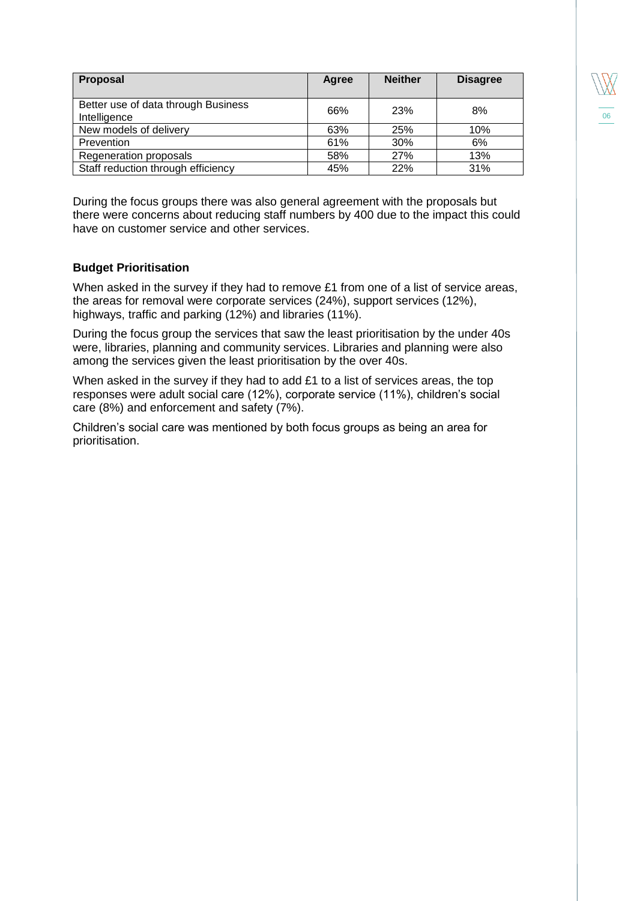| Proposal | Agree | Neither | Disagree |
|---|---|---|---|
| Better use of data through Business Intelligence | 66% | 23% | 8% |
| New models of delivery | 63% | 25% | 10% |
| Prevention | 61% | 30% | 6% |
| Regeneration proposals | 58% | 27% | 13% |
| Staff reduction through efficiency | 45% | 22% | 31% |

During the focus groups there was also general agreement with the proposals but there were concerns about reducing staff numbers by 400 due to the impact this could have on customer service and other services.

**Budget Prioritisation**

When asked in the survey if they had to remove £1 from one of a list of service areas, the areas for removal were corporate services (24%), support services (12%), highways, traffic and parking (12%) and libraries (11%).

During the focus group the services that saw the least prioritisation by the under 40s were, libraries, planning and community services. Libraries and planning were also among the services given the least prioritisation by the over 40s.

When asked in the survey if they had to add £1 to a list of services areas, the top responses were adult social care (12%), corporate service (11%), children's social care (8%) and enforcement and safety (7%).

Children's social care was mentioned by both focus groups as being an area for prioritisation.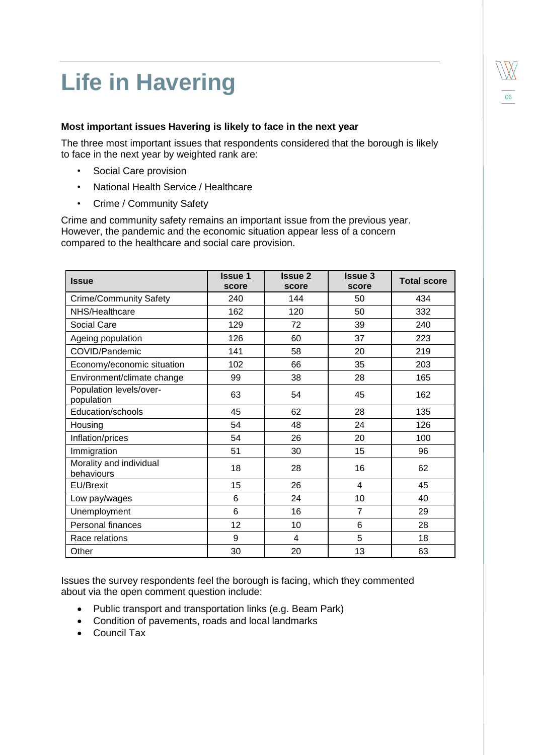# Life in Havering

**Most important issues Havering is likely to face in the next year**

The three most important issues that respondents considered that the borough is likely to face in the next year by weighted rank are:

- Social Care provision
- National Health Service / Healthcare
- Crime / Community Safety

Crime and community safety remains an important issue from the previous year. However, the pandemic and the economic situation appear less of a concern compared to the healthcare and social care provision.

| Issue | Issue 1 score | Issue 2 score | Issue 3 score | Total score |
|---|---|---|---|---|
| Crime/Community Safety | 240 | 144 | 50 | 434 |
| NHS/Healthcare | 162 | 120 | 50 | 332 |
| Social Care | 129 | 72 | 39 | 240 |
| Ageing population | 126 | 60 | 37 | 223 |
| COVID/Pandemic | 141 | 58 | 20 | 219 |
| Economy/economic situation | 102 | 66 | 35 | 203 |
| Environment/climate change | 99 | 38 | 28 | 165 |
| Population levels/over-population | 63 | 54 | 45 | 162 |
| Education/schools | 45 | 62 | 28 | 135 |
| Housing | 54 | 48 | 24 | 126 |
| Inflation/prices | 54 | 26 | 20 | 100 |
| Immigration | 51 | 30 | 15 | 96 |
| Morality and individual behaviours | 18 | 28 | 16 | 62 |
| EU/Brexit | 15 | 26 | 4 | 45 |
| Low pay/wages | 6 | 24 | 10 | 40 |
| Unemployment | 6 | 16 | 7 | 29 |
| Personal finances | 12 | 10 | 6 | 28 |
| Race relations | 9 | 4 | 5 | 18 |
| Other | 30 | 20 | 13 | 63 |

Issues the survey respondents feel the borough is facing, which they commented about via the open comment question include:

- Public transport and transportation links (e.g. Beam Park)
- Condition of pavements, roads and local landmarks
- Council Tax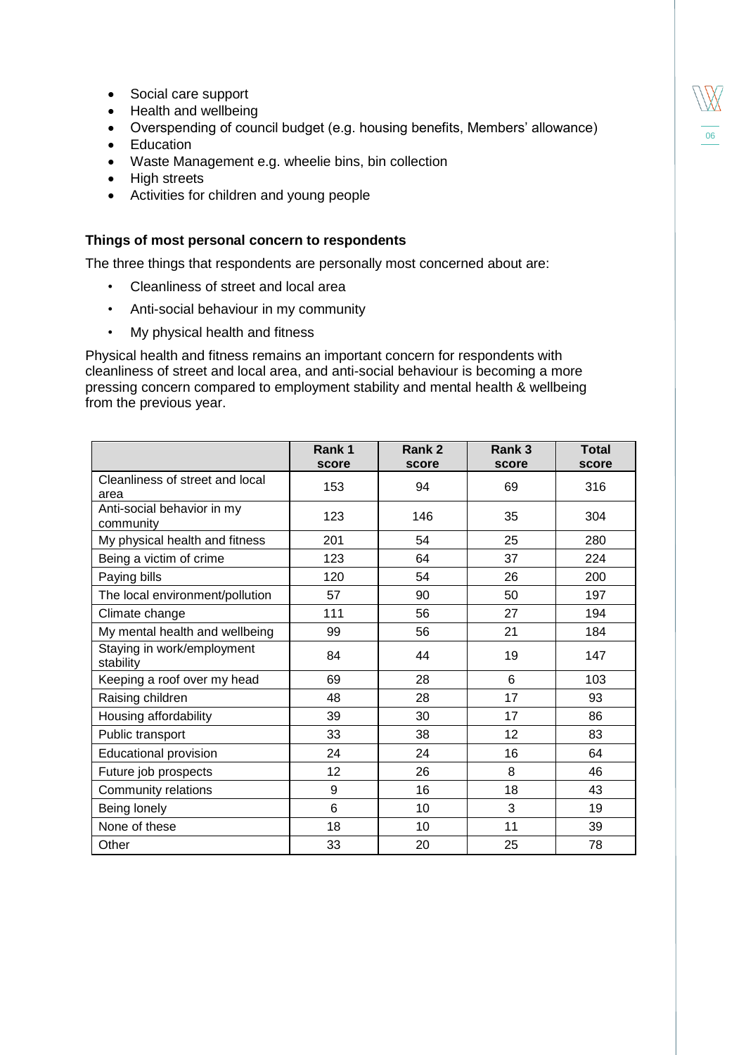- Social care support
- Health and wellbeing
- Overspending of council budget (e.g. housing benefits, Members' allowance)
- Education
- Waste Management e.g. wheelie bins, bin collection
- High streets
- Activities for children and young people

**Things of most personal concern to respondents**

The three things that respondents are personally most concerned about are:

- Cleanliness of street and local area
- Anti-social behaviour in my community
- My physical health and fitness

Physical health and fitness remains an important concern for respondents with cleanliness of street and local area, and anti-social behaviour is becoming a more pressing concern compared to employment stability and mental health & wellbeing from the previous year.

| | Rank 1 score | Rank 2 score | Rank 3 score | Total score |
|---|---|---|---|---|
| Cleanliness of street and local area | 153 | 94 | 69 | 316 |
| Anti-social behavior in my community | 123 | 146 | 35 | 304 |
| My physical health and fitness | 201 | 54 | 25 | 280 |
| Being a victim of crime | 123 | 64 | 37 | 224 |
| Paying bills | 120 | 54 | 26 | 200 |
| The local environment/pollution | 57 | 90 | 50 | 197 |
| Climate change | 111 | 56 | 27 | 194 |
| My mental health and wellbeing | 99 | 56 | 21 | 184 |
| Staying in work/employment stability | 84 | 44 | 19 | 147 |
| Keeping a roof over my head | 69 | 28 | 6 | 103 |
| Raising children | 48 | 28 | 17 | 93 |
| Housing affordability | 39 | 30 | 17 | 86 |
| Public transport | 33 | 38 | 12 | 83 |
| Educational provision | 24 | 24 | 16 | 64 |
| Future job prospects | 12 | 26 | 8 | 46 |
| Community relations | 9 | 16 | 18 | 43 |
| Being lonely | 6 | 10 | 3 | 19 |
| None of these | 18 | 10 | 11 | 39 |
| Other | 33 | 20 | 25 | 78 |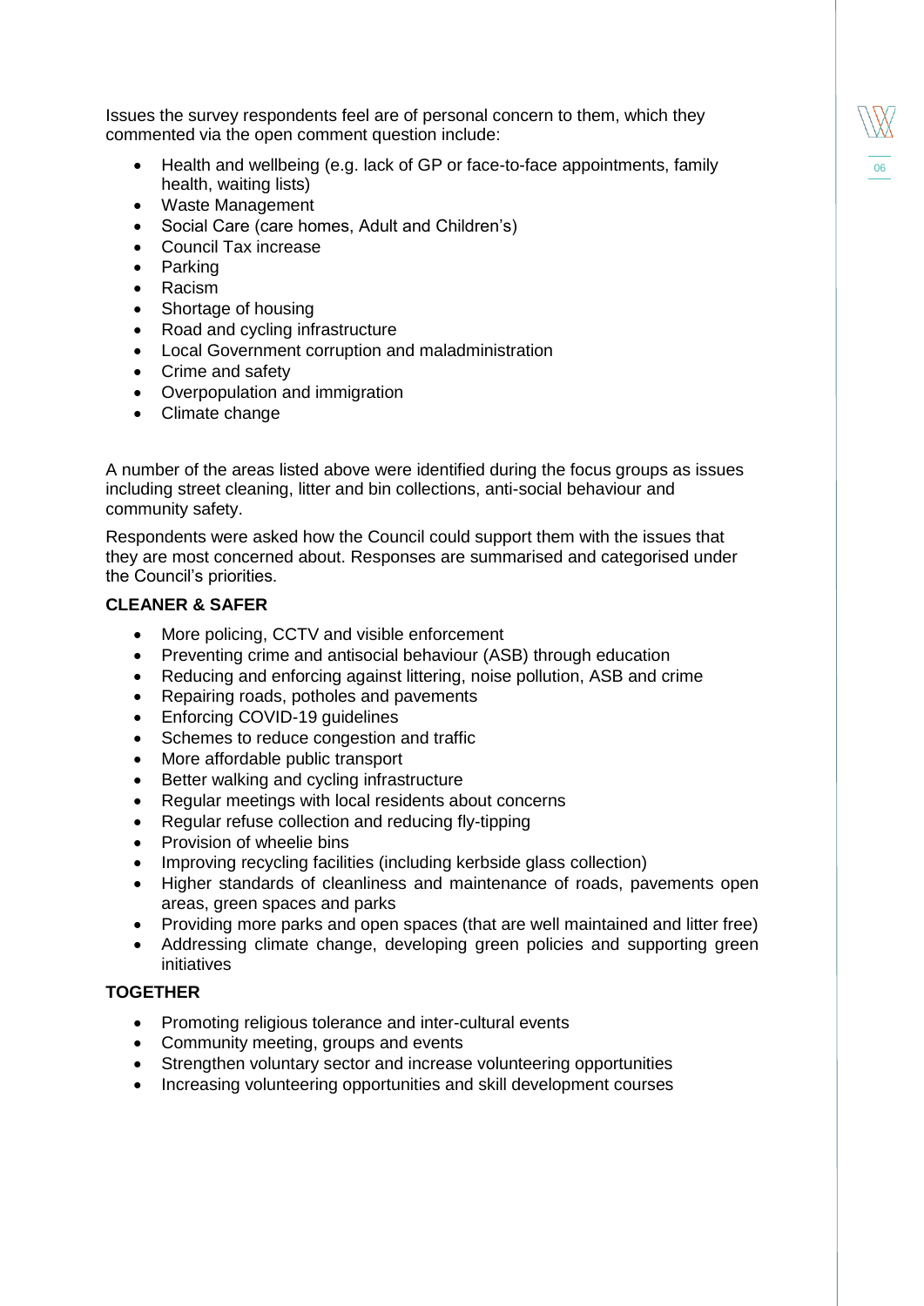Issues the survey respondents feel are of personal concern to them, which they commented via the open comment question include:

- Health and wellbeing (e.g. lack of GP or face-to-face appointments, family health, waiting lists)
- Waste Management
- Social Care (care homes, Adult and Children's)
- Council Tax increase
- Parking
- Racism
- Shortage of housing
- Road and cycling infrastructure
- Local Government corruption and maladministration
- Crime and safety
- Overpopulation and immigration
- Climate change

A number of the areas listed above were identified during the focus groups as issues including street cleaning, litter and bin collections, anti-social behaviour and community safety.

Respondents were asked how the Council could support them with the issues that they are most concerned about. Responses are summarised and categorised under the Council's priorities.

**CLEANER & SAFER**

- More policing, CCTV and visible enforcement
- Preventing crime and antisocial behaviour (ASB) through education
- Reducing and enforcing against littering, noise pollution, ASB and crime
- Repairing roads, potholes and pavements
- Enforcing COVID-19 guidelines
- Schemes to reduce congestion and traffic
- More affordable public transport
- Better walking and cycling infrastructure
- Regular meetings with local residents about concerns
- Regular refuse collection and reducing fly-tipping
- Provision of wheelie bins
- Improving recycling facilities (including kerbside glass collection)
- Higher standards of cleanliness and maintenance of roads, pavements open areas, green spaces and parks
- Providing more parks and open spaces (that are well maintained and litter free)
- Addressing climate change, developing green policies and supporting green initiatives

**TOGETHER**

- Promoting religious tolerance and inter-cultural events
- Community meeting, groups and events
- Strengthen voluntary sector and increase volunteering opportunities
- Increasing volunteering opportunities and skill development courses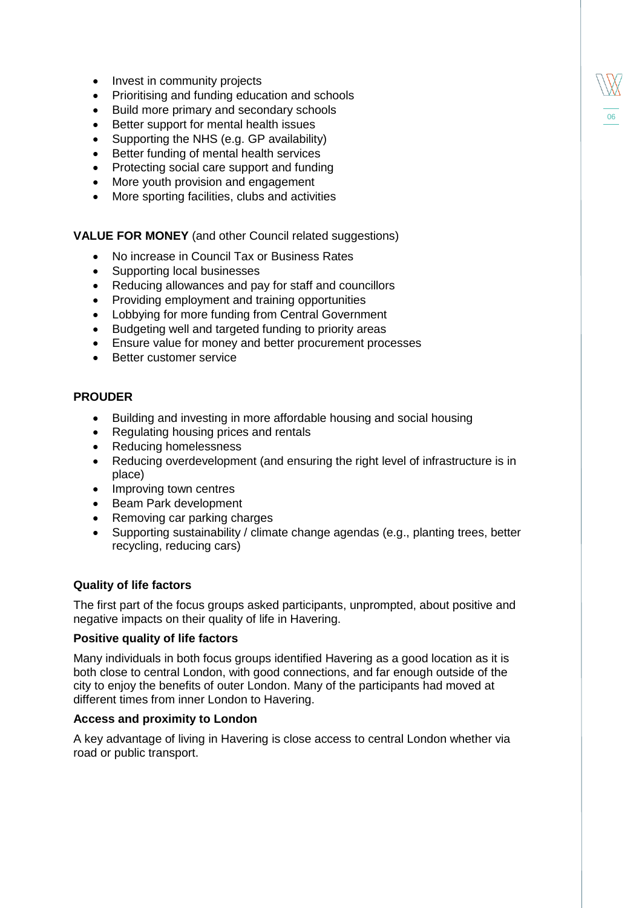- Invest in community projects
- Prioritising and funding education and schools
- Build more primary and secondary schools
- Better support for mental health issues
- Supporting the NHS (e.g. GP availability)
- Better funding of mental health services
- Protecting social care support and funding
- More youth provision and engagement
- More sporting facilities, clubs and activities

**VALUE FOR MONEY** (and other Council related suggestions)

- No increase in Council Tax or Business Rates
- Supporting local businesses
- Reducing allowances and pay for staff and councillors
- Providing employment and training opportunities
- Lobbying for more funding from Central Government
- Budgeting well and targeted funding to priority areas
- Ensure value for money and better procurement processes
- Better customer service

**PROUDER**

- Building and investing in more affordable housing and social housing
- Regulating housing prices and rentals
- Reducing homelessness
- Reducing overdevelopment (and ensuring the right level of infrastructure is in place)
- Improving town centres
- Beam Park development
- Removing car parking charges
- Supporting sustainability / climate change agendas (e.g., planting trees, better recycling, reducing cars)

### Quality of life factors

The first part of the focus groups asked participants, unprompted, about positive and negative impacts on their quality of life in Havering.

### Positive quality of life factors

Many individuals in both focus groups identified Havering as a good location as it is both close to central London, with good connections, and far enough outside of the city to enjoy the benefits of outer London. Many of the participants had moved at different times from inner London to Havering.

### Access and proximity to London

A key advantage of living in Havering is close access to central London whether via road or public transport.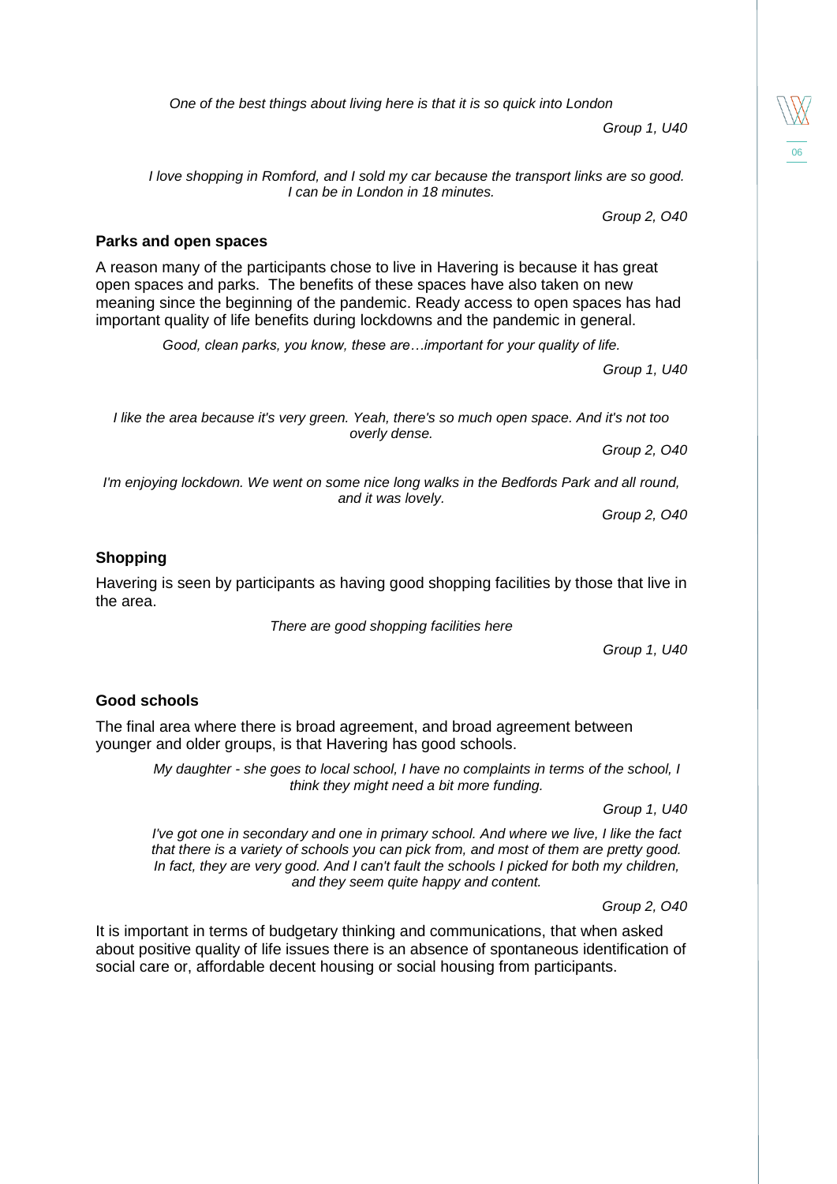*One of the best things about living here is that it is so quick into London*

Group 1, U40

*I love shopping in Romford, and I sold my car because the transport links are so good. I can be in London in 18 minutes.*

Group 2, O40

**Parks and open spaces**

A reason many of the participants chose to live in Havering is because it has great open spaces and parks. The benefits of these spaces have also taken on new meaning since the beginning of the pandemic. Ready access to open spaces has had important quality of life benefits during lockdowns and the pandemic in general.

*Good, clean parks, you know, these are…important for your quality of life.*

Group 1, U40

*I like the area because it's very green. Yeah, there's so much open space. And it's not too overly dense.*

Group 2, O40

*I'm enjoying lockdown. We went on some nice long walks in the Bedfords Park and all round, and it was lovely.*

Group 2, O40

**Shopping**

Havering is seen by participants as having good shopping facilities by those that live in the area.

*There are good shopping facilities here*

Group 1, U40

**Good schools**

The final area where there is broad agreement, and broad agreement between younger and older groups, is that Havering has good schools.

*My daughter - she goes to local school, I have no complaints in terms of the school, I think they might need a bit more funding.*

Group 1, U40

*I've got one in secondary and one in primary school. And where we live, I like the fact that there is a variety of schools you can pick from, and most of them are pretty good. In fact, they are very good. And I can't fault the schools I picked for both my children, and they seem quite happy and content.*

Group 2, O40

It is important in terms of budgetary thinking and communications, that when asked about positive quality of life issues there is an absence of spontaneous identification of social care or, affordable decent housing or social housing from participants.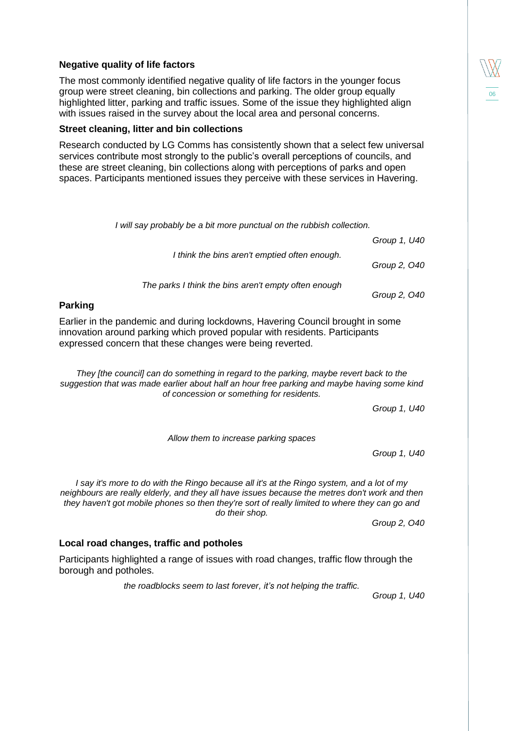### Negative quality of life factors

The most commonly identified negative quality of life factors in the younger focus group were street cleaning, bin collections and parking. The older group equally highlighted litter, parking and traffic issues. Some of the issue they highlighted align with issues raised in the survey about the local area and personal concerns.

### Street cleaning, litter and bin collections

Research conducted by LG Comms has consistently shown that a select few universal services contribute most strongly to the public's overall perceptions of councils, and these are street cleaning, bin collections along with perceptions of parks and open spaces. Participants mentioned issues they perceive with these services in Havering.

*I will say probably be a bit more punctual on the rubbish collection.*

*Group 1, U40*

*I think the bins aren't emptied often enough.*

*Group 2, O40*

*The parks I think the bins aren't empty often enough*

*Group 2, O40*

### Parking

Earlier in the pandemic and during lockdowns, Havering Council brought in some innovation around parking which proved popular with residents. Participants expressed concern that these changes were being reverted.

*They [the council] can do something in regard to the parking, maybe revert back to the suggestion that was made earlier about half an hour free parking and maybe having some kind of concession or something for residents.*

*Group 1, U40*

*Allow them to increase parking spaces*

*Group 1, U40*

*I say it's more to do with the Ringo because all it's at the Ringo system, and a lot of my neighbours are really elderly, and they all have issues because the metres don't work and then they haven't got mobile phones so then they're sort of really limited to where they can go and do their shop.*

*Group 2, O40*

### Local road changes, traffic and potholes

Participants highlighted a range of issues with road changes, traffic flow through the borough and potholes.

*the roadblocks seem to last forever, it's not helping the traffic.*

*Group 1, U40*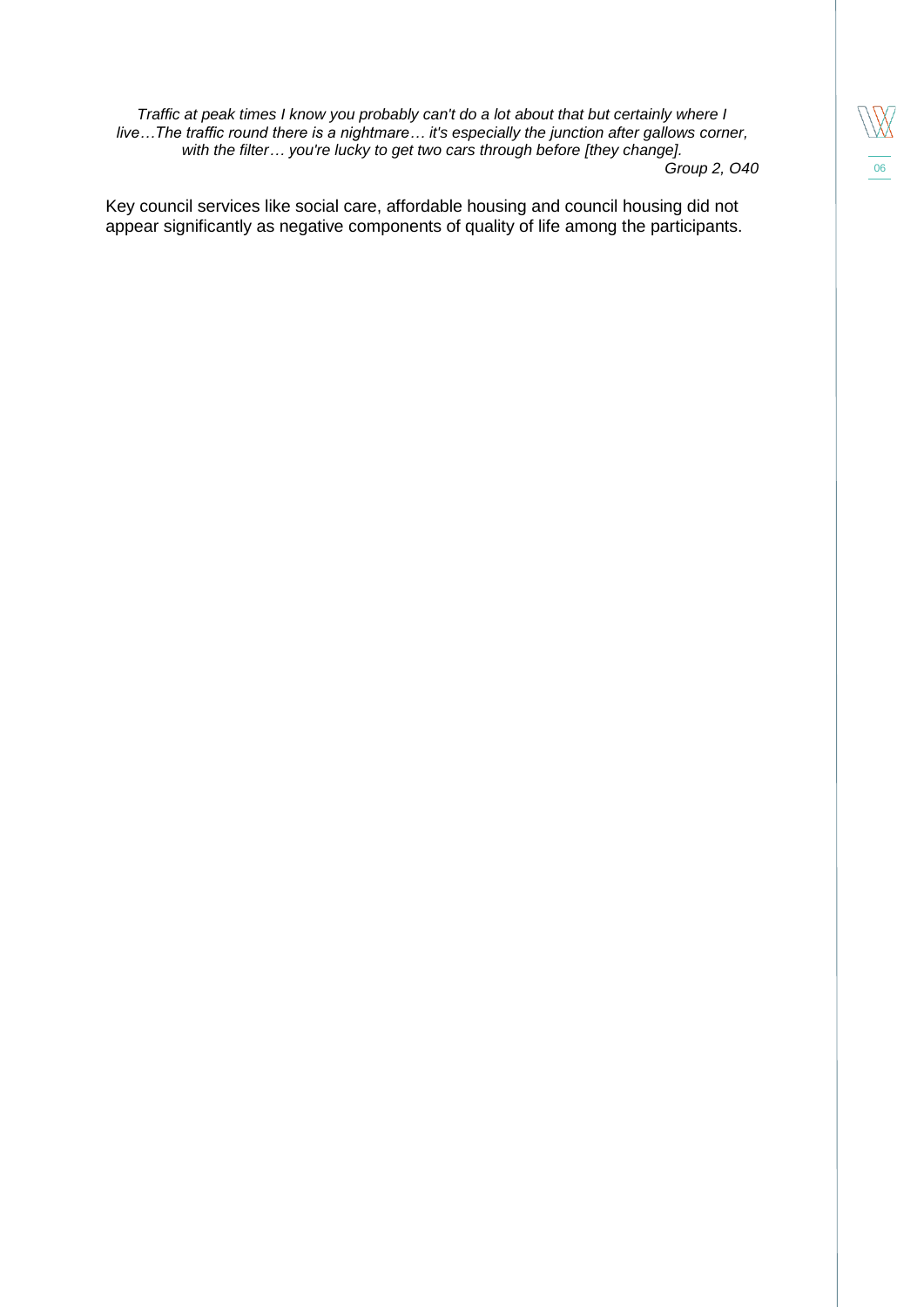*Traffic at peak times I know you probably can't do a lot about that but certainly where I live…The traffic round there is a nightmare… it's especially the junction after gallows corner, with the filter… you're lucky to get two cars through before [they change].*

*Group 2, O40*

Key council services like social care, affordable housing and council housing did not appear significantly as negative components of quality of life among the participants.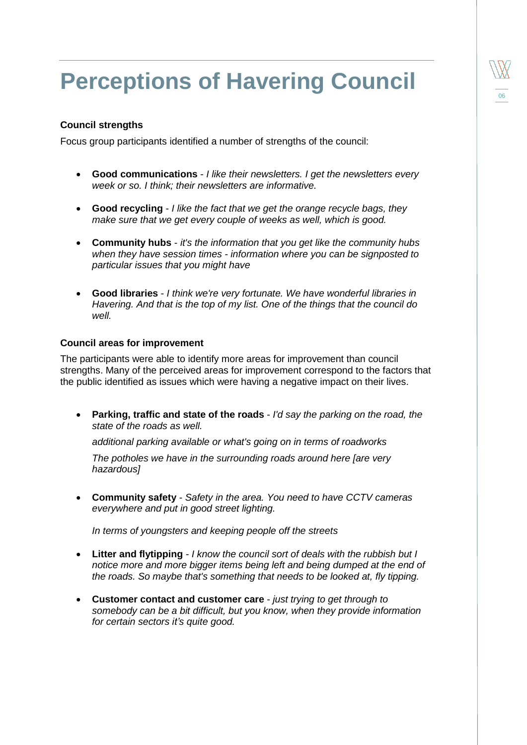# Perceptions of Havering Council

### Council strengths

Focus group participants identified a number of strengths of the council:

- **Good communications** - *I like their newsletters. I get the newsletters every week or so. I think; their newsletters are informative.*

- **Good recycling** - *I like the fact that we get the orange recycle bags, they make sure that we get every couple of weeks as well, which is good.*

- **Community hubs** - *it's the information that you get like the community hubs when they have session times - information where you can be signposted to particular issues that you might have*

- **Good libraries** - *I think we're very fortunate. We have wonderful libraries in Havering. And that is the top of my list. One of the things that the council do well.*

### Council areas for improvement

The participants were able to identify more areas for improvement than council strengths. Many of the perceived areas for improvement correspond to the factors that the public identified as issues which were having a negative impact on their lives.

- **Parking, traffic and state of the roads** - *I'd say the parking on the road, the state of the roads as well.*

  *additional parking available or what's going on in terms of roadworks*

  *The potholes we have in the surrounding roads around here [are very hazardous]*

- **Community safety** - *Safety in the area. You need to have CCTV cameras everywhere and put in good street lighting.*

  *In terms of youngsters and keeping people off the streets*

- **Litter and flytipping** - *I know the council sort of deals with the rubbish but I notice more and more bigger items being left and being dumped at the end of the roads. So maybe that's something that needs to be looked at, fly tipping.*

- **Customer contact and customer care** - *just trying to get through to somebody can be a bit difficult, but you know, when they provide information for certain sectors it's quite good.*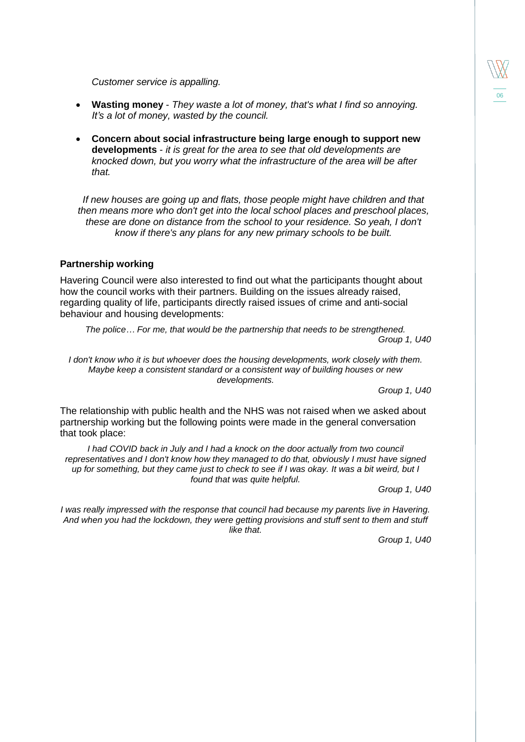*Customer service is appalling.*

- **Wasting money** - *They waste a lot of money, that's what I find so annoying. It's a lot of money, wasted by the council.*
- **Concern about social infrastructure being large enough to support new developments** - *it is great for the area to see that old developments are knocked down, but you worry what the infrastructure of the area will be after that.*

*If new houses are going up and flats, those people might have children and that then means more who don't get into the local school places and preschool places, these are done on distance from the school to your residence. So yeah, I don't know if there's any plans for any new primary schools to be built.*

### Partnership working

Havering Council were also interested to find out what the participants thought about how the council works with their partners. Building on the issues already raised, regarding quality of life, participants directly raised issues of crime and anti-social behaviour and housing developments:

*The police… For me, that would be the partnership that needs to be strengthened.*
*Group 1, U40*

*I don't know who it is but whoever does the housing developments, work closely with them. Maybe keep a consistent standard or a consistent way of building houses or new developments.*
*Group 1, U40*

The relationship with public health and the NHS was not raised when we asked about partnership working but the following points were made in the general conversation that took place:

*I had COVID back in July and I had a knock on the door actually from two council representatives and I don't know how they managed to do that, obviously I must have signed up for something, but they came just to check to see if I was okay. It was a bit weird, but I found that was quite helpful.*
*Group 1, U40*

*I was really impressed with the response that council had because my parents live in Havering. And when you had the lockdown, they were getting provisions and stuff sent to them and stuff like that.*
*Group 1, U40*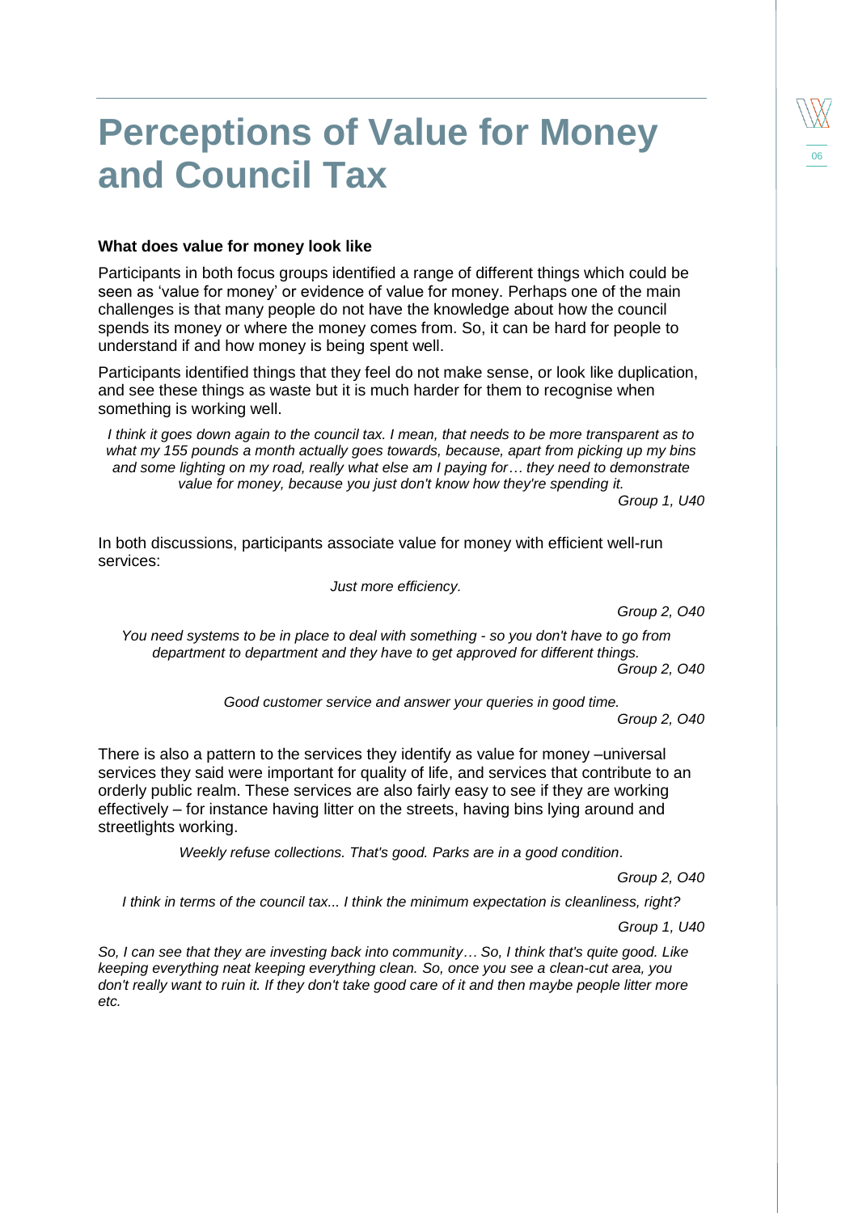# Perceptions of Value for Money and Council Tax

**What does value for money look like**

Participants in both focus groups identified a range of different things which could be seen as 'value for money' or evidence of value for money. Perhaps one of the main challenges is that many people do not have the knowledge about how the council spends its money or where the money comes from. So, it can be hard for people to understand if and how money is being spent well.

Participants identified things that they feel do not make sense, or look like duplication, and see these things as waste but it is much harder for them to recognise when something is working well.

*I think it goes down again to the council tax. I mean, that needs to be more transparent as to what my 155 pounds a month actually goes towards, because, apart from picking up my bins and some lighting on my road, really what else am I paying for… they need to demonstrate value for money, because you just don't know how they're spending it.*

*Group 1, U40*

In both discussions, participants associate value for money with efficient well-run services:

*Just more efficiency.*

*Group 2, O40*

*You need systems to be in place to deal with something - so you don't have to go from department to department and they have to get approved for different things.*

*Group 2, O40*

*Good customer service and answer your queries in good time.*

*Group 2, O40*

There is also a pattern to the services they identify as value for money –universal services they said were important for quality of life, and services that contribute to an orderly public realm. These services are also fairly easy to see if they are working effectively – for instance having litter on the streets, having bins lying around and streetlights working.

*Weekly refuse collections. That's good. Parks are in a good condition.*

*Group 2, O40*

*I think in terms of the council tax... I think the minimum expectation is cleanliness, right?*

*Group 1, U40*

*So, I can see that they are investing back into community… So, I think that's quite good. Like keeping everything neat keeping everything clean. So, once you see a clean-cut area, you don't really want to ruin it. If they don't take good care of it and then maybe people litter more etc.*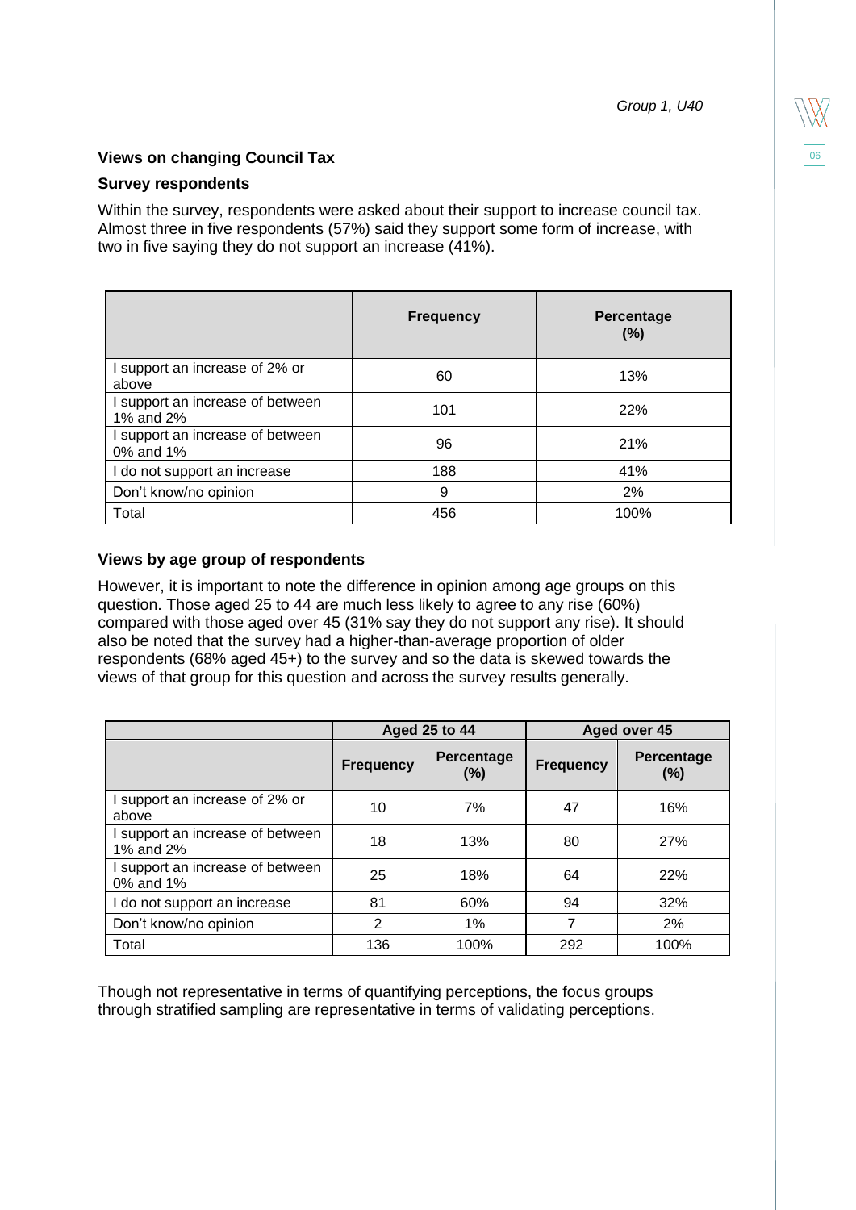*Group 1, U40*

**Views on changing Council Tax**

**Survey respondents**

Within the survey, respondents were asked about their support to increase council tax. Almost three in five respondents (57%) said they support some form of increase, with two in five saying they do not support an increase (41%).

| | Frequency | Percentage (%) |
|---|---|---|
| I support an increase of 2% or above | 60 | 13% |
| I support an increase of between 1% and 2% | 101 | 22% |
| I support an increase of between 0% and 1% | 96 | 21% |
| I do not support an increase | 188 | 41% |
| Don't know/no opinion | 9 | 2% |
| Total | 456 | 100% |

**Views by age group of respondents**

However, it is important to note the difference in opinion among age groups on this question. Those aged 25 to 44 are much less likely to agree to any rise (60%) compared with those aged over 45 (31% say they do not support any rise). It should also be noted that the survey had a higher-than-average proportion of older respondents (68% aged 45+) to the survey and so the data is skewed towards the views of that group for this question and across the survey results generally.

| | Aged 25 to 44 | | Aged over 45 | |
|---|---|---|---|---|
| | Frequency | Percentage (%) | Frequency | Percentage (%) |
| I support an increase of 2% or above | 10 | 7% | 47 | 16% |
| I support an increase of between 1% and 2% | 18 | 13% | 80 | 27% |
| I support an increase of between 0% and 1% | 25 | 18% | 64 | 22% |
| I do not support an increase | 81 | 60% | 94 | 32% |
| Don't know/no opinion | 2 | 1% | 7 | 2% |
| Total | 136 | 100% | 292 | 100% |

Though not representative in terms of quantifying perceptions, the focus groups through stratified sampling are representative in terms of validating perceptions.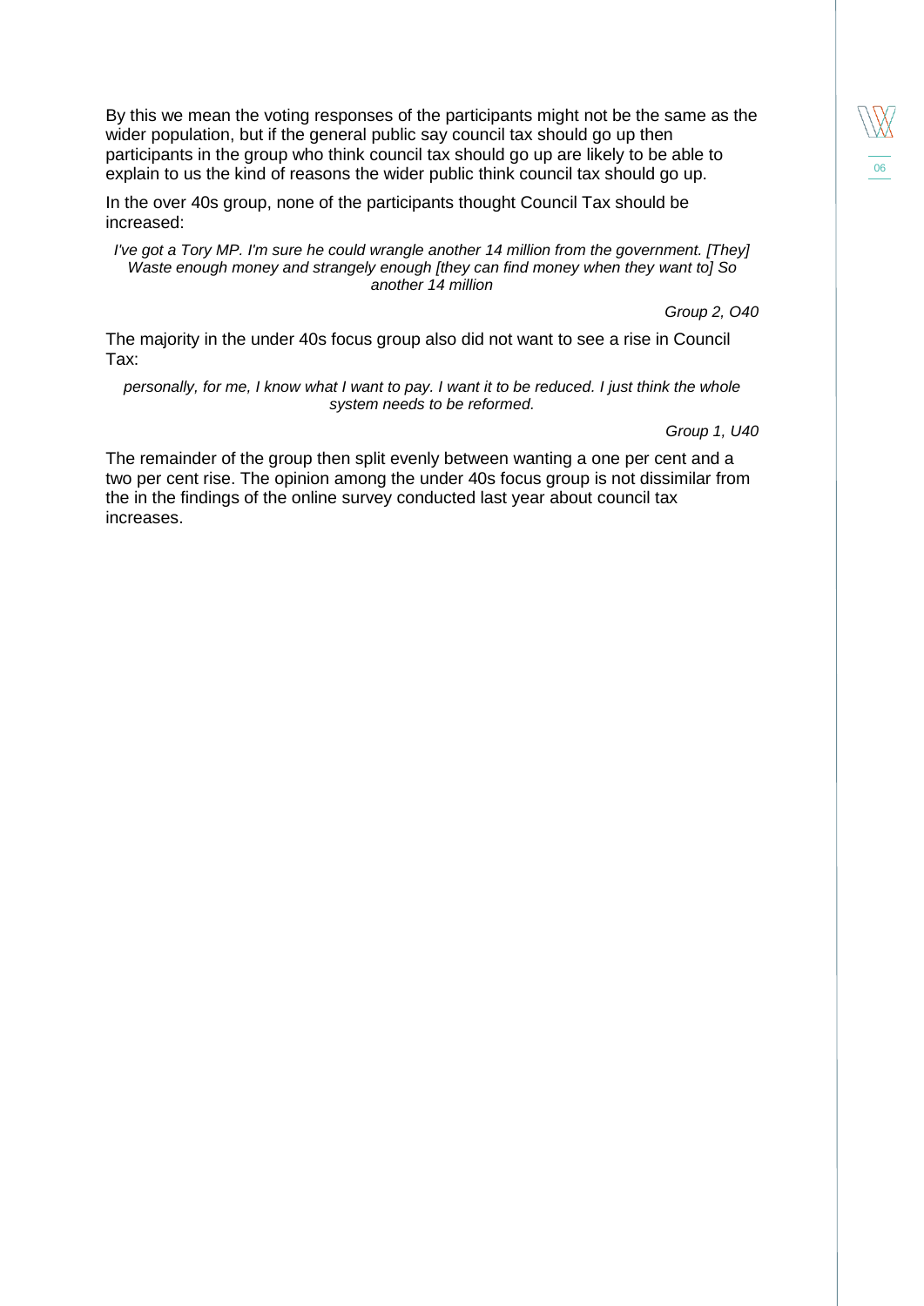By this we mean the voting responses of the participants might not be the same as the wider population, but if the general public say council tax should go up then participants in the group who think council tax should go up are likely to be able to explain to us the kind of reasons the wider public think council tax should go up.

In the over 40s group, none of the participants thought Council Tax should be increased:

> *I've got a Tory MP. I'm sure he could wrangle another 14 million from the government. [They] Waste enough money and strangely enough [they can find money when they want to] So another 14 million*
>
> *Group 2, O40*

The majority in the under 40s focus group also did not want to see a rise in Council Tax:

> *personally, for me, I know what I want to pay. I want it to be reduced. I just think the whole system needs to be reformed.*
>
> *Group 1, U40*

The remainder of the group then split evenly between wanting a one per cent and a two per cent rise. The opinion among the under 40s focus group is not dissimilar from the in the findings of the online survey conducted last year about council tax increases.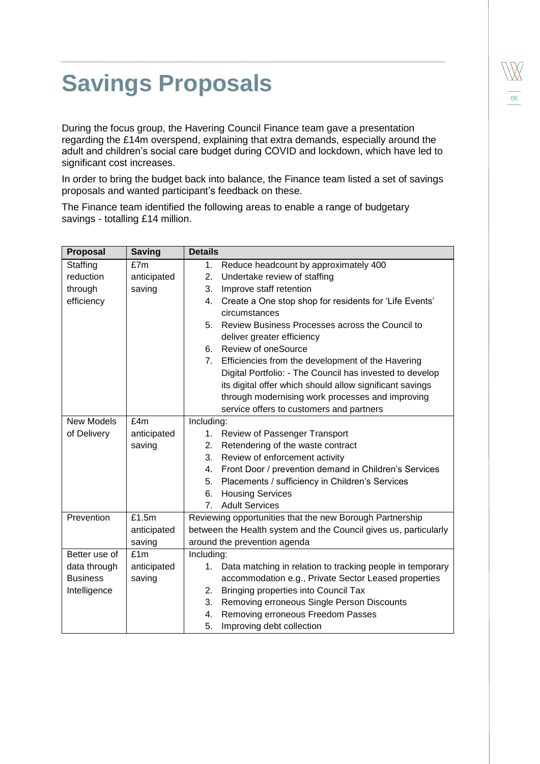# Savings Proposals

During the focus group, the Havering Council Finance team gave a presentation regarding the £14m overspend, explaining that extra demands, especially around the adult and children's social care budget during COVID and lockdown, which have led to significant cost increases.

In order to bring the budget back into balance, the Finance team listed a set of savings proposals and wanted participant's feedback on these.

The Finance team identified the following areas to enable a range of budgetary savings - totalling £14 million.

| Proposal | Saving | Details |
|---|---|---|
| Staffing reduction through efficiency | £7m anticipated saving | 1. Reduce headcount by approximately 400<br>2. Undertake review of staffing<br>3. Improve staff retention<br>4. Create a One stop shop for residents for 'Life Events' circumstances<br>5. Review Business Processes across the Council to deliver greater efficiency<br>6. Review of oneSource<br>7. Efficiencies from the development of the Havering Digital Portfolio: - The Council has invested to develop its digital offer which should allow significant savings through modernising work processes and improving service offers to customers and partners |
| New Models of Delivery | £4m anticipated saving | Including:<br>1. Review of Passenger Transport<br>2. Retendering of the waste contract<br>3. Review of enforcement activity<br>4. Front Door / prevention demand in Children's Services<br>5. Placements / sufficiency in Children's Services<br>6. Housing Services<br>7. Adult Services |
| Prevention | £1.5m anticipated saving | Reviewing opportunities that the new Borough Partnership between the Health system and the Council gives us, particularly around the prevention agenda |
| Better use of data through Business Intelligence | £1m anticipated saving | Including:<br>1. Data matching in relation to tracking people in temporary accommodation e.g., Private Sector Leased properties<br>2. Bringing properties into Council Tax<br>3. Removing erroneous Single Person Discounts<br>4. Removing erroneous Freedom Passes<br>5. Improving debt collection |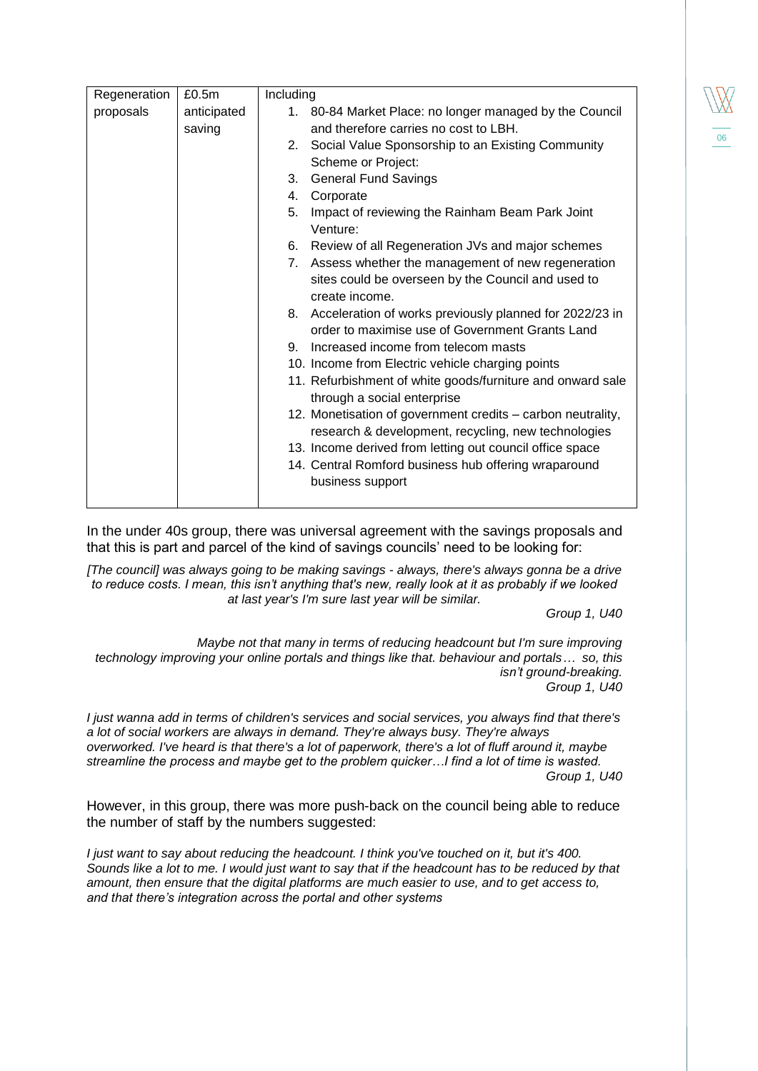| Regeneration proposals | £0.5m anticipated saving | Including<br>1. 80-84 Market Place: no longer managed by the Council and therefore carries no cost to LBH.<br>2. Social Value Sponsorship to an Existing Community Scheme or Project:<br>3. General Fund Savings<br>4. Corporate<br>5. Impact of reviewing the Rainham Beam Park Joint Venture:<br>6. Review of all Regeneration JVs and major schemes<br>7. Assess whether the management of new regeneration sites could be overseen by the Council and used to create income.<br>8. Acceleration of works previously planned for 2022/23 in order to maximise use of Government Grants Land<br>9. Increased income from telecom masts<br>10. Income from Electric vehicle charging points<br>11. Refurbishment of white goods/furniture and onward sale through a social enterprise<br>12. Monetisation of government credits – carbon neutrality, research & development, recycling, new technologies<br>13. Income derived from letting out council office space<br>14. Central Romford business hub offering wraparound business support |
|---|---|---|

In the under 40s group, there was universal agreement with the savings proposals and that this is part and parcel of the kind of savings councils' need to be looking for:

*[The council] was always going to be making savings - always, there's always gonna be a drive to reduce costs. I mean, this isn't anything that's new, really look at it as probably if we looked at last year's I'm sure last year will be similar.*

*Group 1, U40*

*Maybe not that many in terms of reducing headcount but I'm sure improving technology improving your online portals and things like that. behaviour and portals… so, this isn't ground-breaking.*

*Group 1, U40*

*I just wanna add in terms of children's services and social services, you always find that there's a lot of social workers are always in demand. They're always busy. They're always overworked. I've heard is that there's a lot of paperwork, there's a lot of fluff around it, maybe streamline the process and maybe get to the problem quicker…I find a lot of time is wasted.*

*Group 1, U40*

However, in this group, there was more push-back on the council being able to reduce the number of staff by the numbers suggested:

*I just want to say about reducing the headcount. I think you've touched on it, but it's 400. Sounds like a lot to me. I would just want to say that if the headcount has to be reduced by that amount, then ensure that the digital platforms are much easier to use, and to get access to, and that there's integration across the portal and other systems*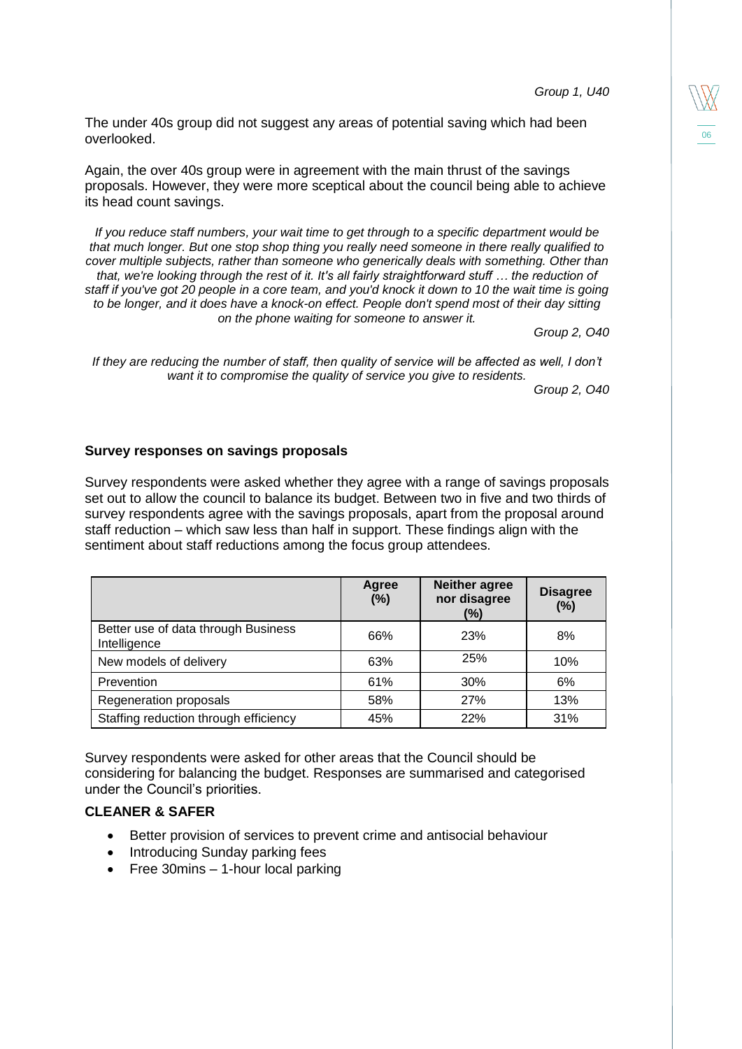*Group 1, U40*

The under 40s group did not suggest any areas of potential saving which had been overlooked.

Again, the over 40s group were in agreement with the main thrust of the savings proposals. However, they were more sceptical about the council being able to achieve its head count savings.

> *If you reduce staff numbers, your wait time to get through to a specific department would be that much longer. But one stop shop thing you really need someone in there really qualified to cover multiple subjects, rather than someone who generically deals with something. Other than that, we're looking through the rest of it. It's all fairly straightforward stuff … the reduction of staff if you've got 20 people in a core team, and you'd knock it down to 10 the wait time is going to be longer, and it does have a knock-on effect. People don't spend most of their day sitting on the phone waiting for someone to answer it.*
>
> *Group 2, O40*

> *If they are reducing the number of staff, then quality of service will be affected as well, I don't want it to compromise the quality of service you give to residents.*
>
> *Group 2, O40*

**Survey responses on savings proposals**

Survey respondents were asked whether they agree with a range of savings proposals set out to allow the council to balance its budget. Between two in five and two thirds of survey respondents agree with the savings proposals, apart from the proposal around staff reduction – which saw less than half in support. These findings align with the sentiment about staff reductions among the focus group attendees.

| | Agree (%) | Neither agree nor disagree (%) | Disagree (%) |
|---|---|---|---|
| Better use of data through Business Intelligence | 66% | 23% | 8% |
| New models of delivery | 63% | 25% | 10% |
| Prevention | 61% | 30% | 6% |
| Regeneration proposals | 58% | 27% | 13% |
| Staffing reduction through efficiency | 45% | 22% | 31% |

Survey respondents were asked for other areas that the Council should be considering for balancing the budget. Responses are summarised and categorised under the Council's priorities.

**CLEANER & SAFER**

- Better provision of services to prevent crime and antisocial behaviour
- Introducing Sunday parking fees
- Free 30mins – 1-hour local parking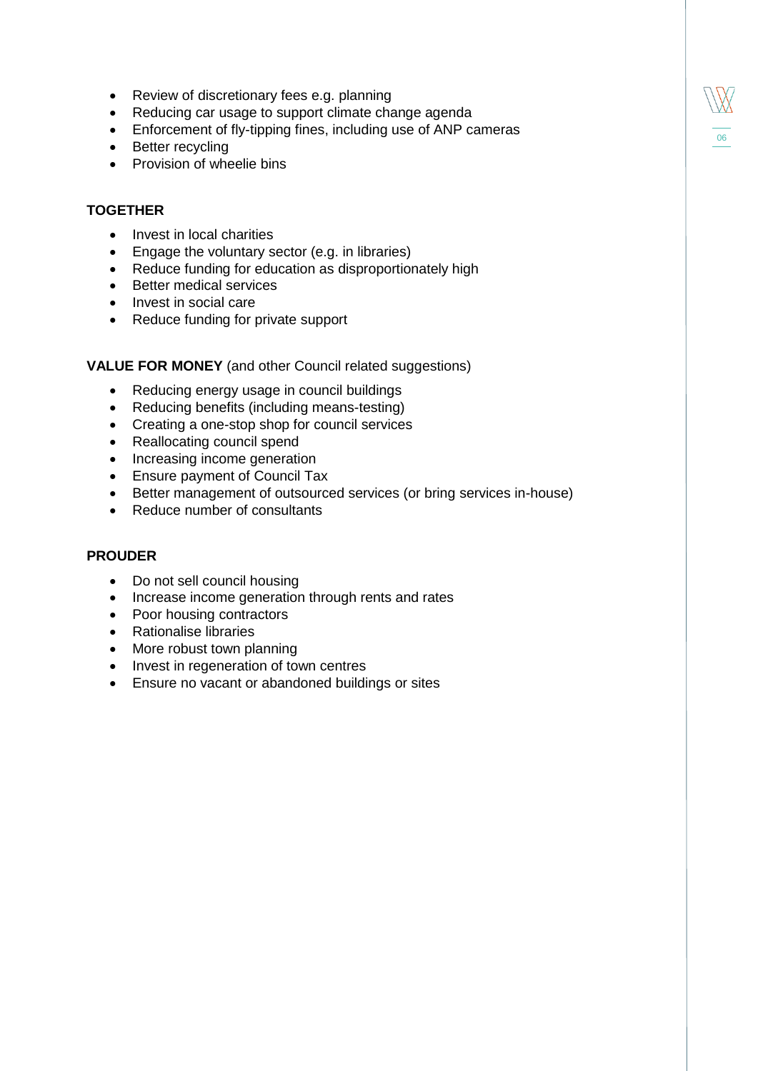- Review of discretionary fees e.g. planning
- Reducing car usage to support climate change agenda
- Enforcement of fly-tipping fines, including use of ANP cameras
- Better recycling
- Provision of wheelie bins

**TOGETHER**

- Invest in local charities
- Engage the voluntary sector (e.g. in libraries)
- Reduce funding for education as disproportionately high
- Better medical services
- Invest in social care
- Reduce funding for private support

**VALUE FOR MONEY** (and other Council related suggestions)

- Reducing energy usage in council buildings
- Reducing benefits (including means-testing)
- Creating a one-stop shop for council services
- Reallocating council spend
- Increasing income generation
- Ensure payment of Council Tax
- Better management of outsourced services (or bring services in-house)
- Reduce number of consultants

**PROUDER**

- Do not sell council housing
- Increase income generation through rents and rates
- Poor housing contractors
- Rationalise libraries
- More robust town planning
- Invest in regeneration of town centres
- Ensure no vacant or abandoned buildings or sites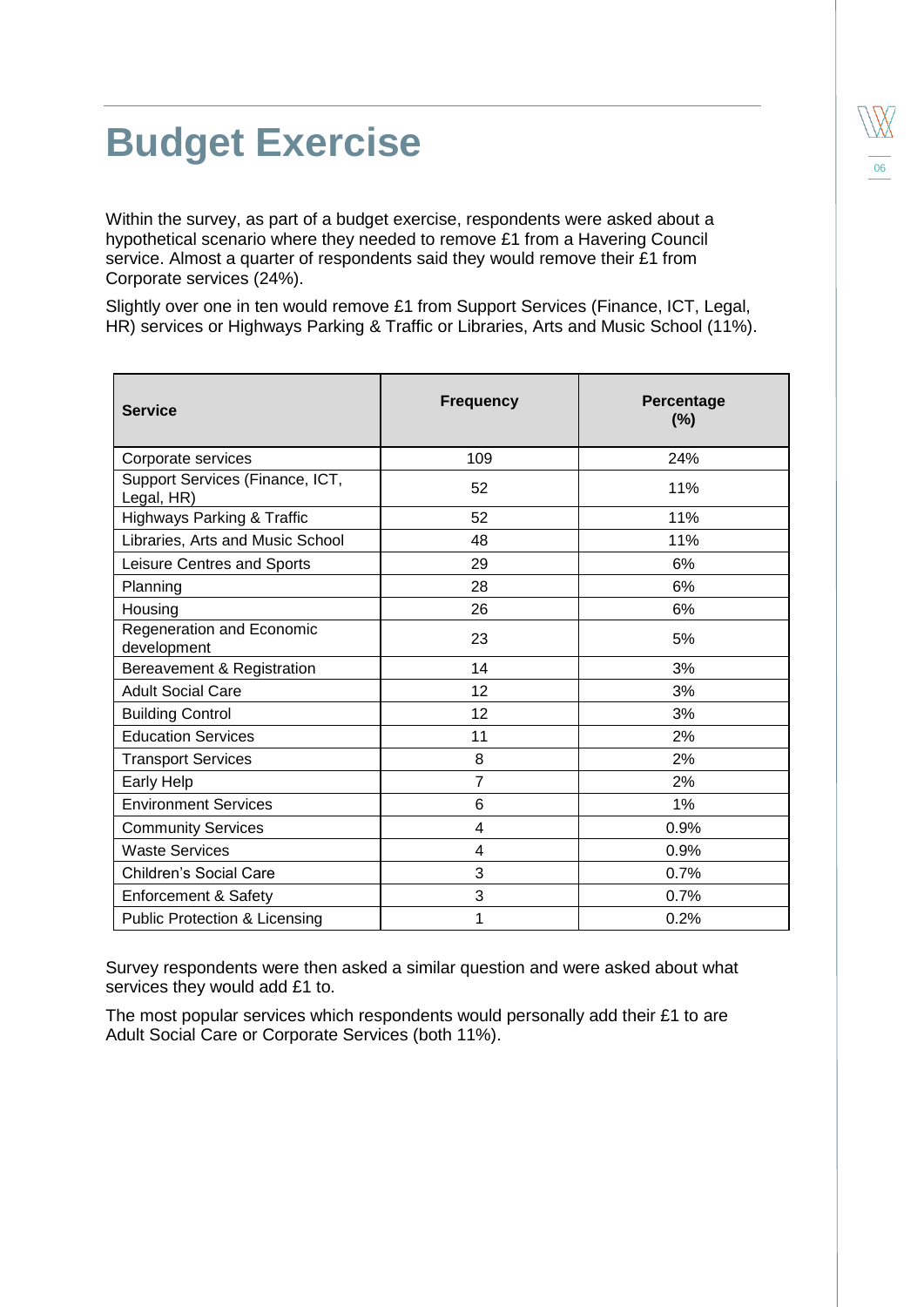# Budget Exercise

Within the survey, as part of a budget exercise, respondents were asked about a hypothetical scenario where they needed to remove £1 from a Havering Council service. Almost a quarter of respondents said they would remove their £1 from Corporate services (24%).

Slightly over one in ten would remove £1 from Support Services (Finance, ICT, Legal, HR) services or Highways Parking & Traffic or Libraries, Arts and Music School (11%).

| Service | Frequency | Percentage (%) |
|---|---|---|
| Corporate services | 109 | 24% |
| Support Services (Finance, ICT, Legal, HR) | 52 | 11% |
| Highways Parking & Traffic | 52 | 11% |
| Libraries, Arts and Music School | 48 | 11% |
| Leisure Centres and Sports | 29 | 6% |
| Planning | 28 | 6% |
| Housing | 26 | 6% |
| Regeneration and Economic development | 23 | 5% |
| Bereavement & Registration | 14 | 3% |
| Adult Social Care | 12 | 3% |
| Building Control | 12 | 3% |
| Education Services | 11 | 2% |
| Transport Services | 8 | 2% |
| Early Help | 7 | 2% |
| Environment Services | 6 | 1% |
| Community Services | 4 | 0.9% |
| Waste Services | 4 | 0.9% |
| Children's Social Care | 3 | 0.7% |
| Enforcement & Safety | 3 | 0.7% |
| Public Protection & Licensing | 1 | 0.2% |

Survey respondents were then asked a similar question and were asked about what services they would add £1 to.

The most popular services which respondents would personally add their £1 to are Adult Social Care or Corporate Services (both 11%).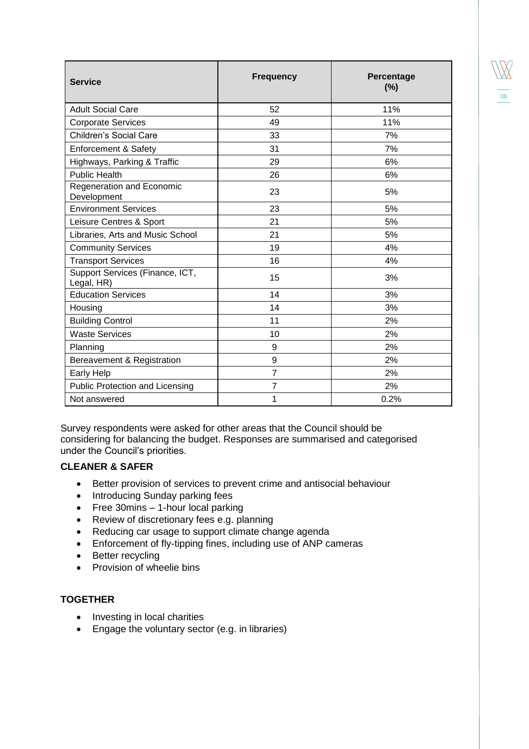| Service | Frequency | Percentage (%) |
|---|---|---|
| Adult Social Care | 52 | 11% |
| Corporate Services | 49 | 11% |
| Children's Social Care | 33 | 7% |
| Enforcement & Safety | 31 | 7% |
| Highways, Parking & Traffic | 29 | 6% |
| Public Health | 26 | 6% |
| Regeneration and Economic Development | 23 | 5% |
| Environment Services | 23 | 5% |
| Leisure Centres & Sport | 21 | 5% |
| Libraries, Arts and Music School | 21 | 5% |
| Community Services | 19 | 4% |
| Transport Services | 16 | 4% |
| Support Services (Finance, ICT, Legal, HR) | 15 | 3% |
| Education Services | 14 | 3% |
| Housing | 14 | 3% |
| Building Control | 11 | 2% |
| Waste Services | 10 | 2% |
| Planning | 9 | 2% |
| Bereavement & Registration | 9 | 2% |
| Early Help | 7 | 2% |
| Public Protection and Licensing | 7 | 2% |
| Not answered | 1 | 0.2% |

Survey respondents were asked for other areas that the Council should be considering for balancing the budget. Responses are summarised and categorised under the Council's priorities.

**CLEANER & SAFER**

- Better provision of services to prevent crime and antisocial behaviour
- Introducing Sunday parking fees
- Free 30mins – 1-hour local parking
- Review of discretionary fees e.g. planning
- Reducing car usage to support climate change agenda
- Enforcement of fly-tipping fines, including use of ANP cameras
- Better recycling
- Provision of wheelie bins

**TOGETHER**

- Investing in local charities
- Engage the voluntary sector (e.g. in libraries)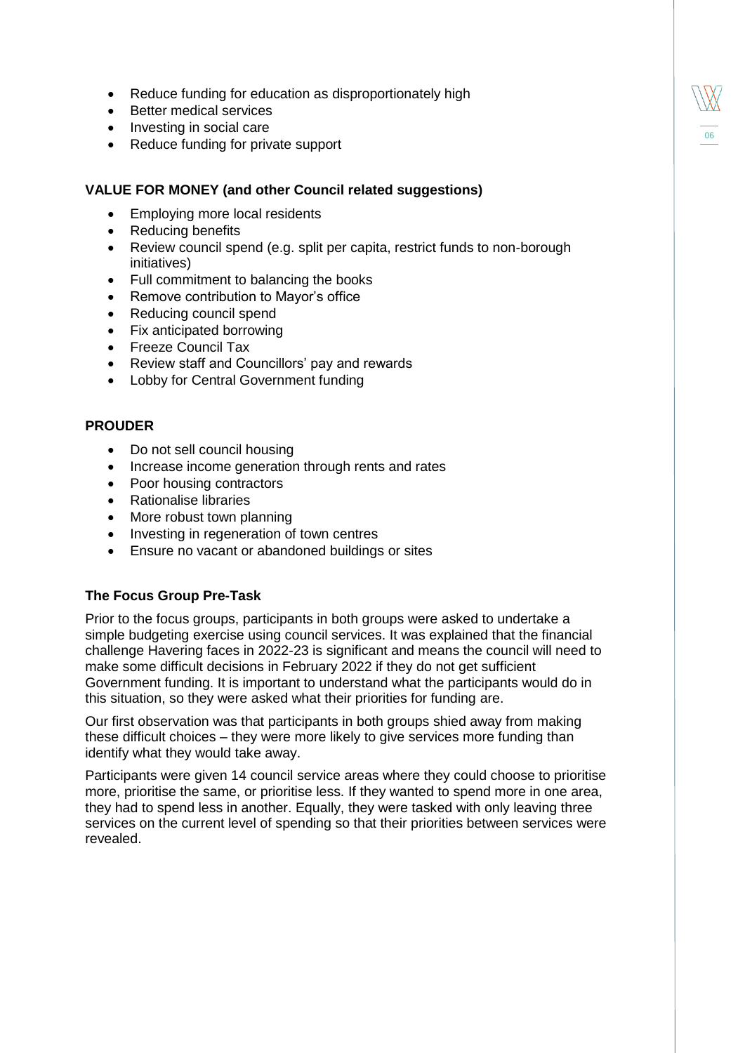- Reduce funding for education as disproportionately high
- Better medical services
- Investing in social care
- Reduce funding for private support

**VALUE FOR MONEY (and other Council related suggestions)**

- Employing more local residents
- Reducing benefits
- Review council spend (e.g. split per capita, restrict funds to non-borough initiatives)
- Full commitment to balancing the books
- Remove contribution to Mayor's office
- Reducing council spend
- Fix anticipated borrowing
- Freeze Council Tax
- Review staff and Councillors' pay and rewards
- Lobby for Central Government funding

**PROUDER**

- Do not sell council housing
- Increase income generation through rents and rates
- Poor housing contractors
- Rationalise libraries
- More robust town planning
- Investing in regeneration of town centres
- Ensure no vacant or abandoned buildings or sites

**The Focus Group Pre-Task**

Prior to the focus groups, participants in both groups were asked to undertake a simple budgeting exercise using council services. It was explained that the financial challenge Havering faces in 2022-23 is significant and means the council will need to make some difficult decisions in February 2022 if they do not get sufficient Government funding. It is important to understand what the participants would do in this situation, so they were asked what their priorities for funding are.

Our first observation was that participants in both groups shied away from making these difficult choices – they were more likely to give services more funding than identify what they would take away.

Participants were given 14 council service areas where they could choose to prioritise more, prioritise the same, or prioritise less. If they wanted to spend more in one area, they had to spend less in another. Equally, they were tasked with only leaving three services on the current level of spending so that their priorities between services were revealed.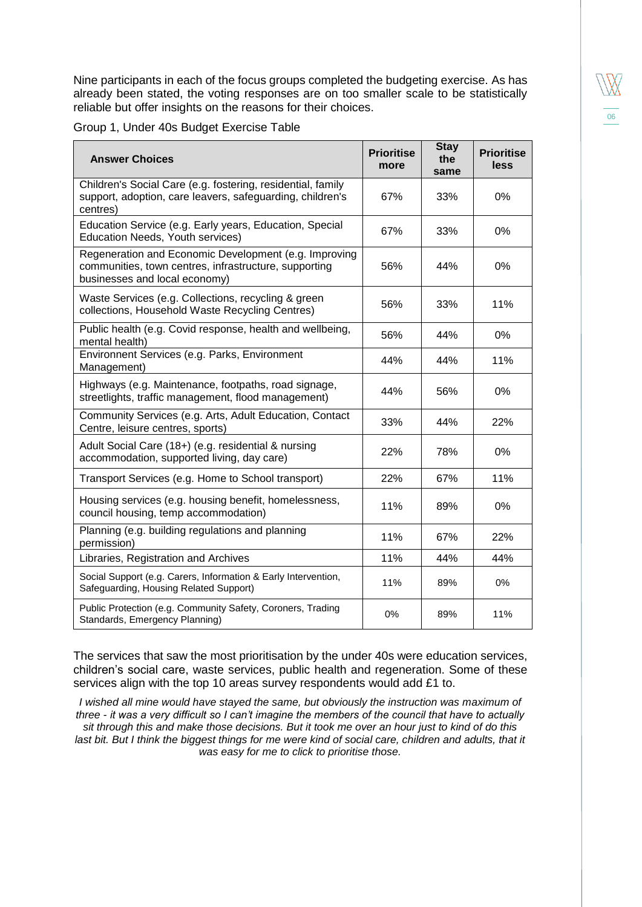Nine participants in each of the focus groups completed the budgeting exercise. As has already been stated, the voting responses are on too smaller scale to be statistically reliable but offer insights on the reasons for their choices.

Group 1, Under 40s Budget Exercise Table

| Answer Choices | Prioritise more | Stay the same | Prioritise less |
|---|---|---|---|
| Children's Social Care (e.g. fostering, residential, family support, adoption, care leavers, safeguarding, children's centres) | 67% | 33% | 0% |
| Education Service (e.g. Early years, Education, Special Education Needs, Youth services) | 67% | 33% | 0% |
| Regeneration and Economic Development (e.g. Improving communities, town centres, infrastructure, supporting businesses and local economy) | 56% | 44% | 0% |
| Waste Services (e.g. Collections, recycling & green collections, Household Waste Recycling Centres) | 56% | 33% | 11% |
| Public health (e.g. Covid response, health and wellbeing, mental health) | 56% | 44% | 0% |
| Environnent Services (e.g. Parks, Environment Management) | 44% | 44% | 11% |
| Highways (e.g. Maintenance, footpaths, road signage, streetlights, traffic management, flood management) | 44% | 56% | 0% |
| Community Services (e.g. Arts, Adult Education, Contact Centre, leisure centres, sports) | 33% | 44% | 22% |
| Adult Social Care (18+) (e.g. residential & nursing accommodation, supported living, day care) | 22% | 78% | 0% |
| Transport Services (e.g. Home to School transport) | 22% | 67% | 11% |
| Housing services (e.g. housing benefit, homelessness, council housing, temp accommodation) | 11% | 89% | 0% |
| Planning (e.g. building regulations and planning permission) | 11% | 67% | 22% |
| Libraries, Registration and Archives | 11% | 44% | 44% |
| Social Support (e.g. Carers, Information & Early Intervention, Safeguarding, Housing Related Support) | 11% | 89% | 0% |
| Public Protection (e.g. Community Safety, Coroners, Trading Standards, Emergency Planning) | 0% | 89% | 11% |

The services that saw the most prioritisation by the under 40s were education services, children's social care, waste services, public health and regeneration. Some of these services align with the top 10 areas survey respondents would add £1 to.

*I wished all mine would have stayed the same, but obviously the instruction was maximum of three - it was a very difficult so I can't imagine the members of the council that have to actually sit through this and make those decisions. But it took me over an hour just to kind of do this last bit. But I think the biggest things for me were kind of social care, children and adults, that it was easy for me to click to prioritise those.*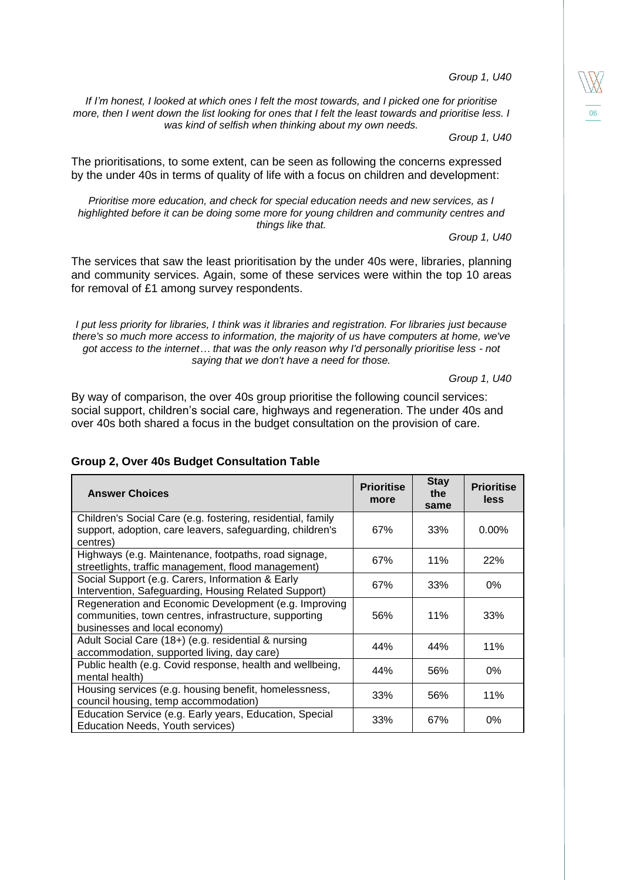*Group 1, U40*

*If I'm honest, I looked at which ones I felt the most towards, and I picked one for prioritise more, then I went down the list looking for ones that I felt the least towards and prioritise less. I was kind of selfish when thinking about my own needs.*

*Group 1, U40*

The prioritisations, to some extent, can be seen as following the concerns expressed by the under 40s in terms of quality of life with a focus on children and development:

*Prioritise more education, and check for special education needs and new services, as I highlighted before it can be doing some more for young children and community centres and things like that.*

*Group 1, U40*

The services that saw the least prioritisation by the under 40s were, libraries, planning and community services. Again, some of these services were within the top 10 areas for removal of £1 among survey respondents.

*I put less priority for libraries, I think was it libraries and registration. For libraries just because there's so much more access to information, the majority of us have computers at home, we've got access to the internet… that was the only reason why I'd personally prioritise less - not saying that we don't have a need for those.*

*Group 1, U40*

By way of comparison, the over 40s group prioritise the following council services: social support, children's social care, highways and regeneration. The under 40s and over 40s both shared a focus in the budget consultation on the provision of care.

**Group 2, Over 40s Budget Consultation Table**

| Answer Choices | Prioritise more | Stay the same | Prioritise less |
|---|---|---|---|
| Children's Social Care (e.g. fostering, residential, family support, adoption, care leavers, safeguarding, children's centres) | 67% | 33% | 0.00% |
| Highways (e.g. Maintenance, footpaths, road signage, streetlights, traffic management, flood management) | 67% | 11% | 22% |
| Social Support (e.g. Carers, Information & Early Intervention, Safeguarding, Housing Related Support) | 67% | 33% | 0% |
| Regeneration and Economic Development (e.g. Improving communities, town centres, infrastructure, supporting businesses and local economy) | 56% | 11% | 33% |
| Adult Social Care (18+) (e.g. residential & nursing accommodation, supported living, day care) | 44% | 44% | 11% |
| Public health (e.g. Covid response, health and wellbeing, mental health) | 44% | 56% | 0% |
| Housing services (e.g. housing benefit, homelessness, council housing, temp accommodation) | 33% | 56% | 11% |
| Education Service (e.g. Early years, Education, Special Education Needs, Youth services) | 33% | 67% | 0% |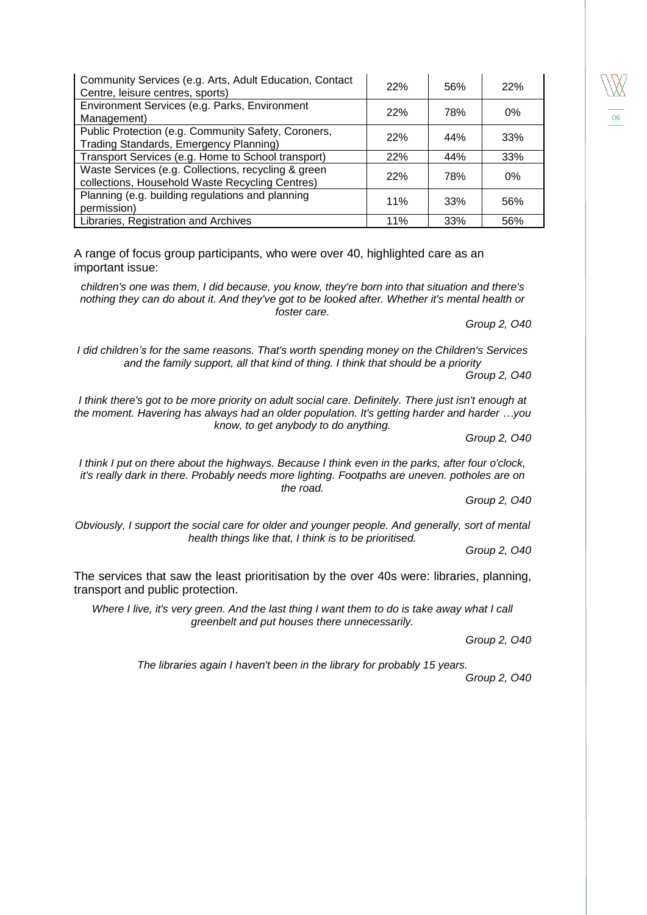| | | | |
|---|---|---|---|
| Community Services (e.g. Arts, Adult Education, Contact Centre, leisure centres, sports) | 22% | 56% | 22% |
| Environment Services (e.g. Parks, Environment Management) | 22% | 78% | 0% |
| Public Protection (e.g. Community Safety, Coroners, Trading Standards, Emergency Planning) | 22% | 44% | 33% |
| Transport Services (e.g. Home to School transport) | 22% | 44% | 33% |
| Waste Services (e.g. Collections, recycling & green collections, Household Waste Recycling Centres) | 22% | 78% | 0% |
| Planning (e.g. building regulations and planning permission) | 11% | 33% | 56% |
| Libraries, Registration and Archives | 11% | 33% | 56% |

A range of focus group participants, who were over 40, highlighted care as an important issue:

*children's one was them, I did because, you know, they're born into that situation and there's nothing they can do about it. And they've got to be looked after. Whether it's mental health or foster care.*

*Group 2, O40*

*I did children's for the same reasons. That's worth spending money on the Children's Services and the family support, all that kind of thing. I think that should be a priority*

*Group 2, O40*

*I think there's got to be more priority on adult social care. Definitely. There just isn't enough at the moment. Havering has always had an older population. It's getting harder and harder …you know, to get anybody to do anything.*

*Group 2, O40*

*I think I put on there about the highways. Because I think even in the parks, after four o'clock, it's really dark in there. Probably needs more lighting. Footpaths are uneven. potholes are on the road.*

*Group 2, O40*

*Obviously, I support the social care for older and younger people. And generally, sort of mental health things like that, I think is to be prioritised.*

*Group 2, O40*

The services that saw the least prioritisation by the over 40s were: libraries, planning, transport and public protection.

*Where I live, it's very green. And the last thing I want them to do is take away what I call greenbelt and put houses there unnecessarily.*

*Group 2, O40*

*The libraries again I haven't been in the library for probably 15 years.*

*Group 2, O40*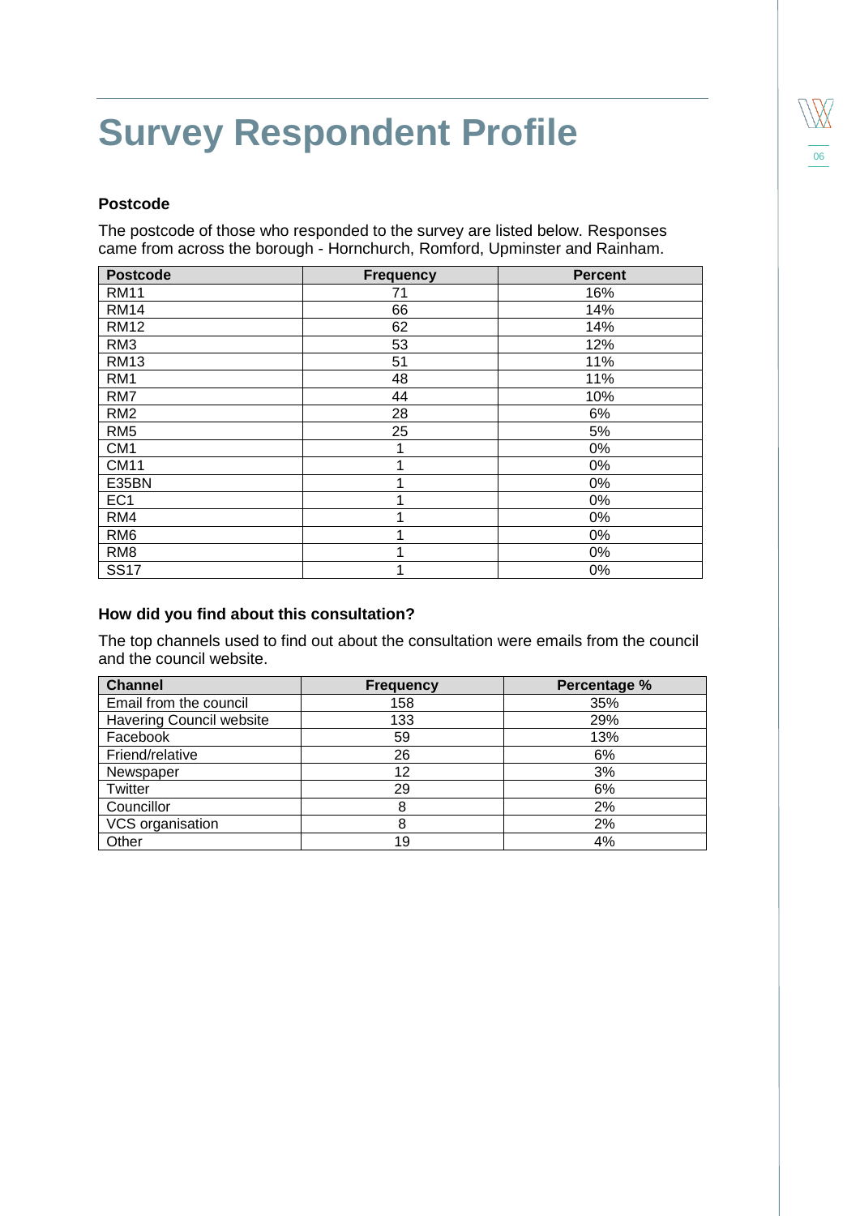# Survey Respondent Profile

### Postcode

The postcode of those who responded to the survey are listed below. Responses came from across the borough - Hornchurch, Romford, Upminster and Rainham.

| Postcode | Frequency | Percent |
|---|---|---|
| RM11 | 71 | 16% |
| RM14 | 66 | 14% |
| RM12 | 62 | 14% |
| RM3 | 53 | 12% |
| RM13 | 51 | 11% |
| RM1 | 48 | 11% |
| RM7 | 44 | 10% |
| RM2 | 28 | 6% |
| RM5 | 25 | 5% |
| CM1 | 1 | 0% |
| CM11 | 1 | 0% |
| E35BN | 1 | 0% |
| EC1 | 1 | 0% |
| RM4 | 1 | 0% |
| RM6 | 1 | 0% |
| RM8 | 1 | 0% |
| SS17 | 1 | 0% |

### How did you find about this consultation?

The top channels used to find out about the consultation were emails from the council and the council website.

| Channel | Frequency | Percentage % |
|---|---|---|
| Email from the council | 158 | 35% |
| Havering Council website | 133 | 29% |
| Facebook | 59 | 13% |
| Friend/relative | 26 | 6% |
| Newspaper | 12 | 3% |
| Twitter | 29 | 6% |
| Councillor | 8 | 2% |
| VCS organisation | 8 | 2% |
| Other | 19 | 4% |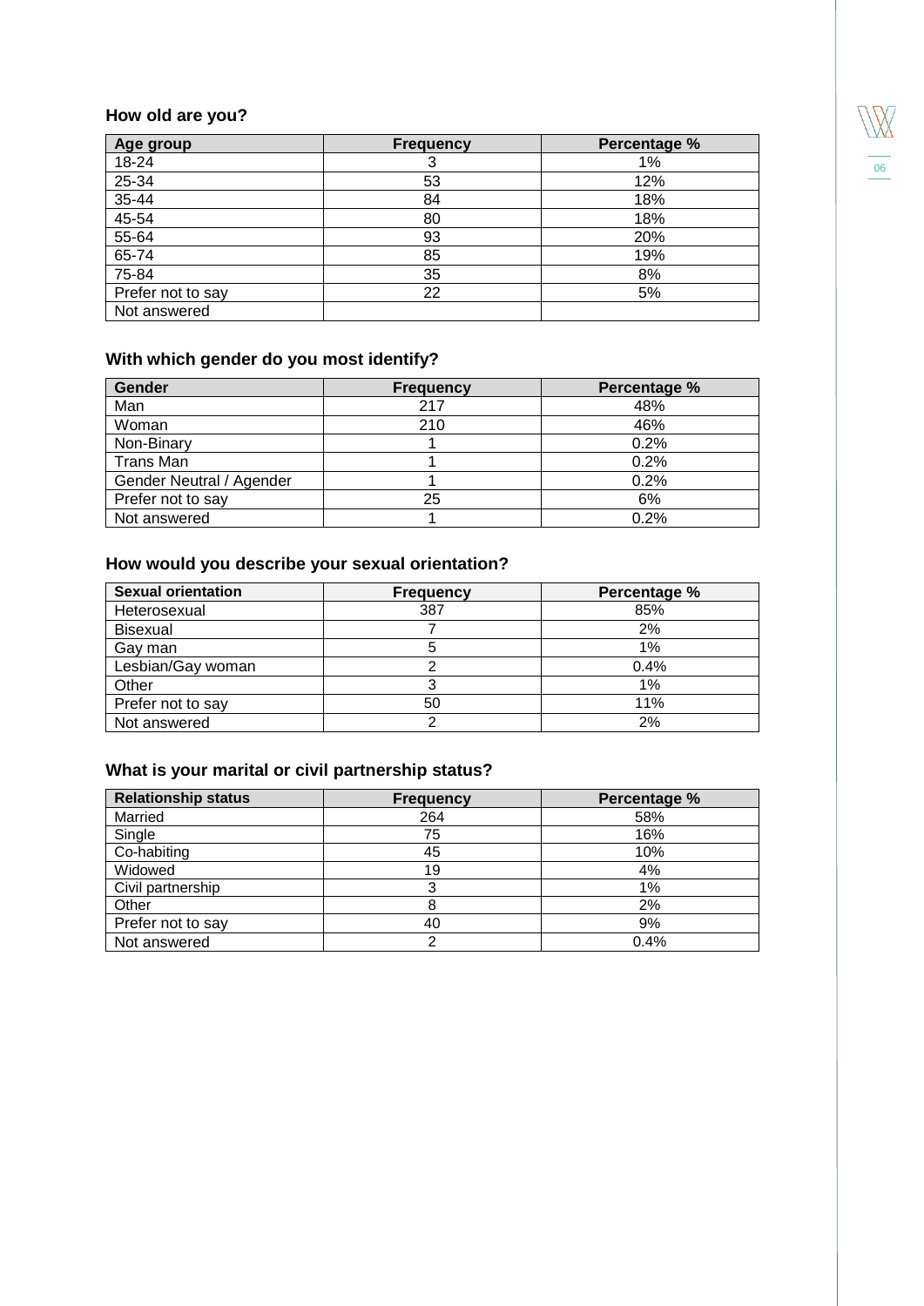### How old are you?

| Age group | Frequency | Percentage % |
|---|---|---|
| 18-24 | 3 | 1% |
| 25-34 | 53 | 12% |
| 35-44 | 84 | 18% |
| 45-54 | 80 | 18% |
| 55-64 | 93 | 20% |
| 65-74 | 85 | 19% |
| 75-84 | 35 | 8% |
| Prefer not to say | 22 | 5% |
| Not answered | | |

### With which gender do you most identify?

| Gender | Frequency | Percentage % |
|---|---|---|
| Man | 217 | 48% |
| Woman | 210 | 46% |
| Non-Binary | 1 | 0.2% |
| Trans Man | 1 | 0.2% |
| Gender Neutral / Agender | 1 | 0.2% |
| Prefer not to say | 25 | 6% |
| Not answered | 1 | 0.2% |

### How would you describe your sexual orientation?

| Sexual orientation | Frequency | Percentage % |
|---|---|---|
| Heterosexual | 387 | 85% |
| Bisexual | 7 | 2% |
| Gay man | 5 | 1% |
| Lesbian/Gay woman | 2 | 0.4% |
| Other | 3 | 1% |
| Prefer not to say | 50 | 11% |
| Not answered | 2 | 2% |

### What is your marital or civil partnership status?

| Relationship status | Frequency | Percentage % |
|---|---|---|
| Married | 264 | 58% |
| Single | 75 | 16% |
| Co-habiting | 45 | 10% |
| Widowed | 19 | 4% |
| Civil partnership | 3 | 1% |
| Other | 8 | 2% |
| Prefer not to say | 40 | 9% |
| Not answered | 2 | 0.4% |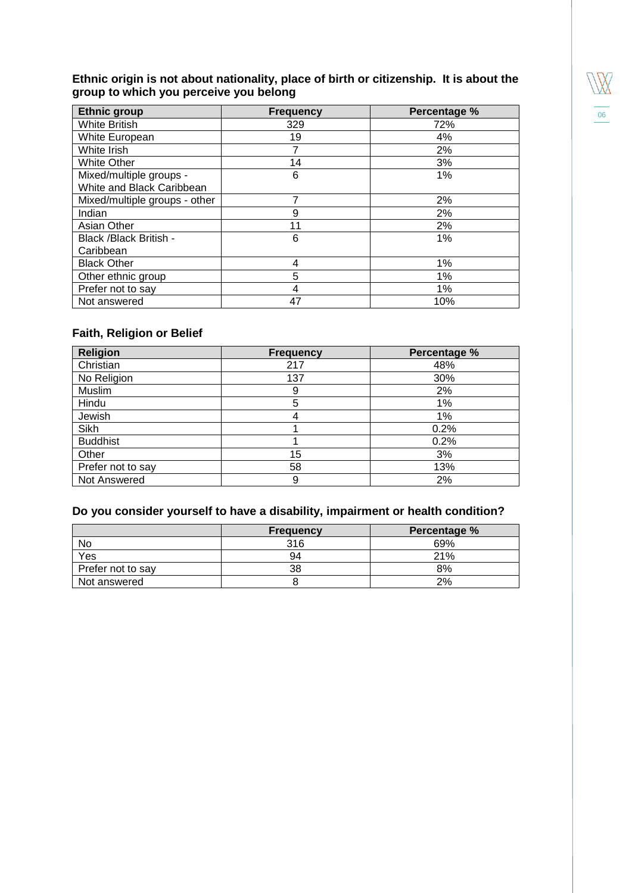**Ethnic origin is not about nationality, place of birth or citizenship. It is about the group to which you perceive you belong**

| Ethnic group | Frequency | Percentage % |
|---|---|---|
| White British | 329 | 72% |
| White European | 19 | 4% |
| White Irish | 7 | 2% |
| White Other | 14 | 3% |
| Mixed/multiple groups - White and Black Caribbean | 6 | 1% |
| Mixed/multiple groups - other | 7 | 2% |
| Indian | 9 | 2% |
| Asian Other | 11 | 2% |
| Black /Black British - Caribbean | 6 | 1% |
| Black Other | 4 | 1% |
| Other ethnic group | 5 | 1% |
| Prefer not to say | 4 | 1% |
| Not answered | 47 | 10% |

**Faith, Religion or Belief**

| Religion | Frequency | Percentage % |
|---|---|---|
| Christian | 217 | 48% |
| No Religion | 137 | 30% |
| Muslim | 9 | 2% |
| Hindu | 5 | 1% |
| Jewish | 4 | 1% |
| Sikh | 1 | 0.2% |
| Buddhist | 1 | 0.2% |
| Other | 15 | 3% |
| Prefer not to say | 58 | 13% |
| Not Answered | 9 | 2% |

**Do you consider yourself to have a disability, impairment or health condition?**

| | Frequency | Percentage % |
|---|---|---|
| No | 316 | 69% |
| Yes | 94 | 21% |
| Prefer not to say | 38 | 8% |
| Not answered | 8 | 2% |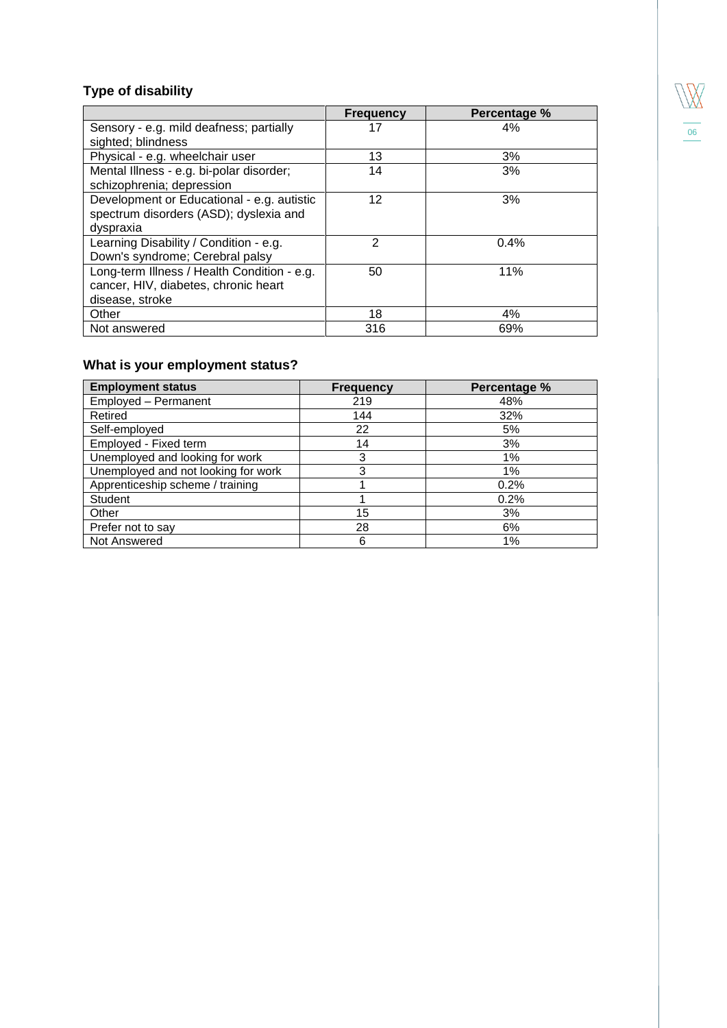### Type of disability

| | Frequency | Percentage % |
|---|---|---|
| Sensory - e.g. mild deafness; partially sighted; blindness | 17 | 4% |
| Physical - e.g. wheelchair user | 13 | 3% |
| Mental Illness - e.g. bi-polar disorder; schizophrenia; depression | 14 | 3% |
| Development or Educational - e.g. autistic spectrum disorders (ASD); dyslexia and dyspraxia | 12 | 3% |
| Learning Disability / Condition - e.g. Down's syndrome; Cerebral palsy | 2 | 0.4% |
| Long-term Illness / Health Condition - e.g. cancer, HIV, diabetes, chronic heart disease, stroke | 50 | 11% |
| Other | 18 | 4% |
| Not answered | 316 | 69% |

### What is your employment status?

| Employment status | Frequency | Percentage % |
|---|---|---|
| Employed – Permanent | 219 | 48% |
| Retired | 144 | 32% |
| Self-employed | 22 | 5% |
| Employed - Fixed term | 14 | 3% |
| Unemployed and looking for work | 3 | 1% |
| Unemployed and not looking for work | 3 | 1% |
| Apprenticeship scheme / training | 1 | 0.2% |
| Student | 1 | 0.2% |
| Other | 15 | 3% |
| Prefer not to say | 28 | 6% |
| Not Answered | 6 | 1% |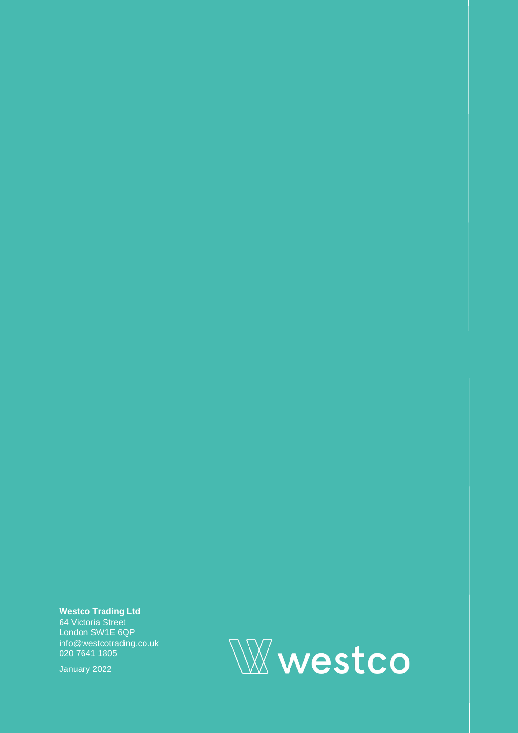**Westco Trading Ltd**
64 Victoria Street
London SW1E 6QP
info@westcotrading.co.uk
020 7641 1805

January 2022

westco